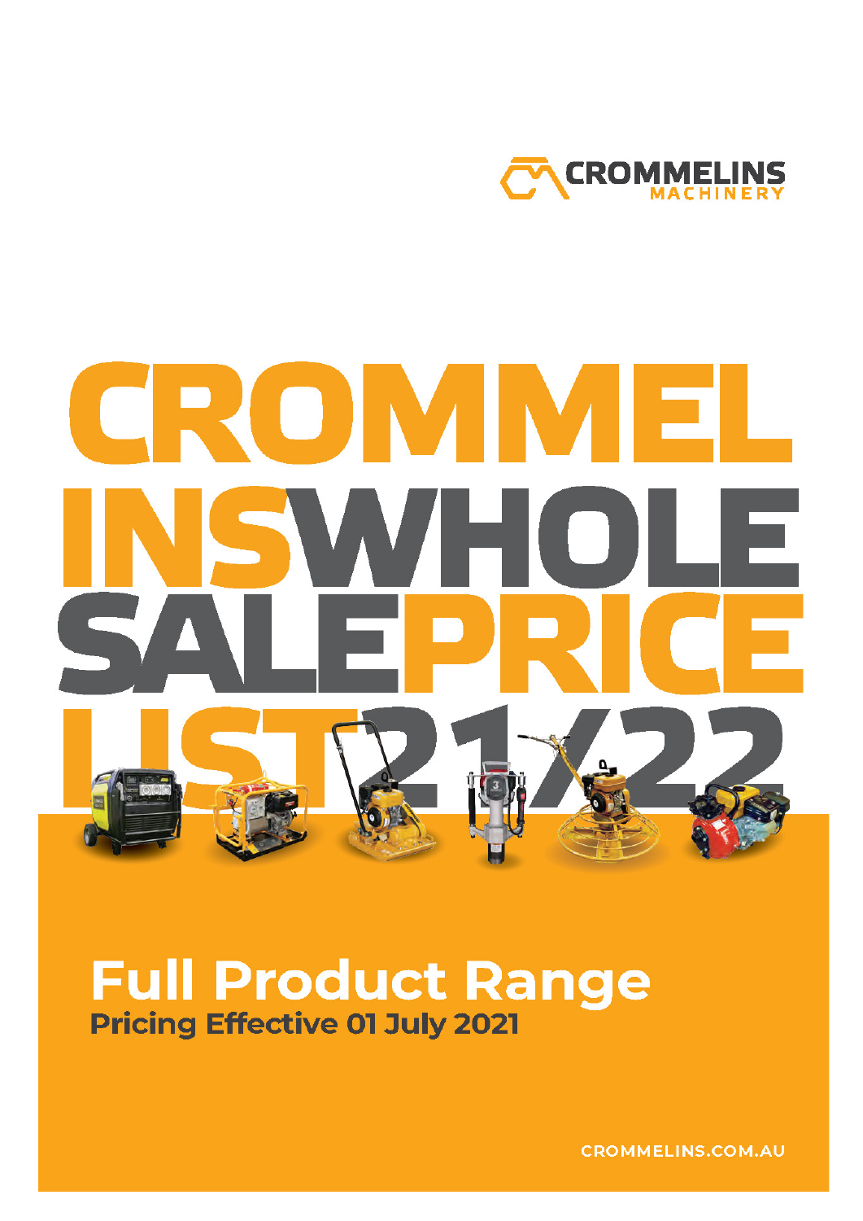CROMMELINS MACHINERY

# CROMMELINS WHOLESALE PRICE LIST 21/22

## Full Product Range

**Pricing Effective 01 July 2021**

CROMMELINS.COM.AU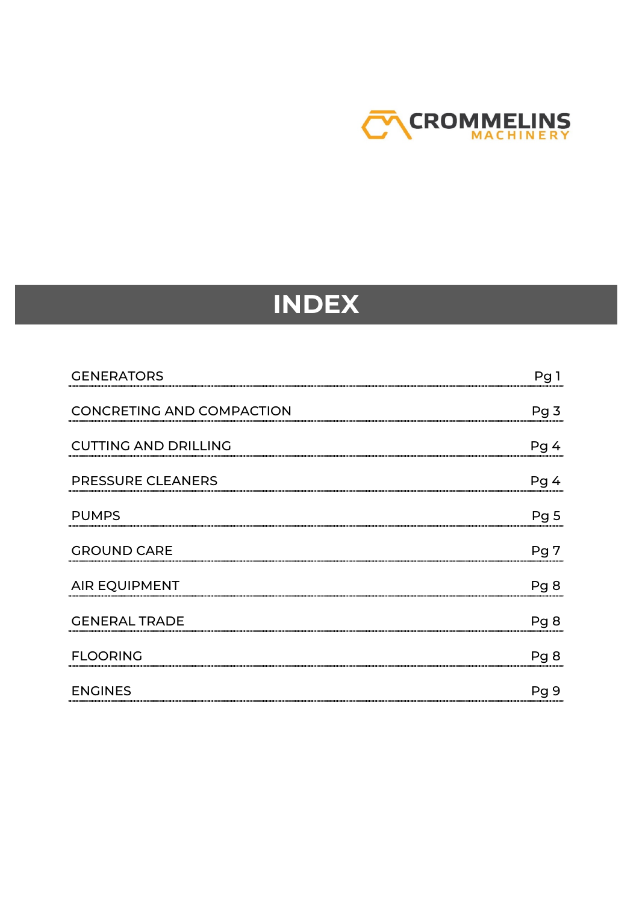CROMMELINS MACHINERY

# INDEX

| | |
|---|---|
| GENERATORS | Pg 1 |
| CONCRETING AND COMPACTION | Pg 3 |
| CUTTING AND DRILLING | Pg 4 |
| PRESSURE CLEANERS | Pg 4 |
| PUMPS | Pg 5 |
| GROUND CARE | Pg 7 |
| AIR EQUIPMENT | Pg 8 |
| GENERAL TRADE | Pg 8 |
| FLOORING | Pg 8 |
| ENGINES | Pg 9 |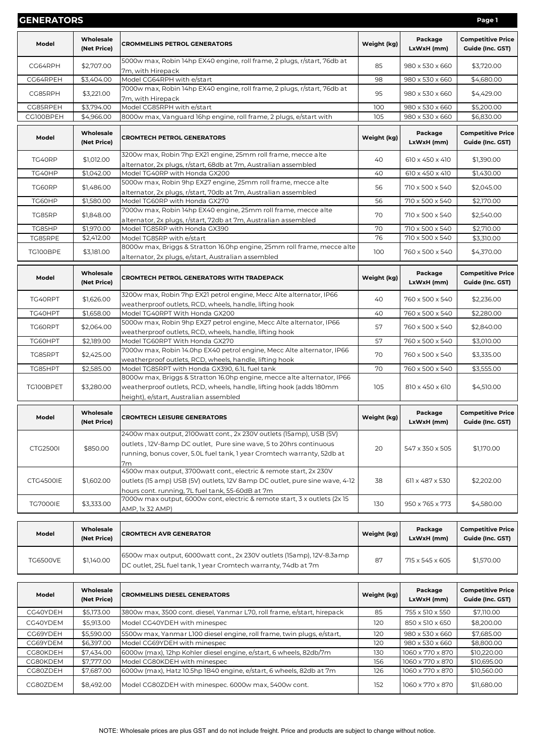# GENERATORS

| Model | Wholesale (Net Price) | CROMMELINS PETROL GENERATORS | Weight (kg) | Package LxWxH (mm) | Competitive Price Guide (Inc. GST) |
|---|---|---|---|---|---|
| CG64RPH | $2,707.00 | 5000w max, Robin 14hp EX40 engine, roll frame, 2 plugs, r/start, 76db at 7m, with Hirepack | 85 | 980 x 530 x 660 | $3,720.00 |
| CG64RPEH | $3,404.00 | Model CG64RPH with e/start | 98 | 980 x 530 x 660 | $4,680.00 |
| CG85RPH | $3,221.00 | 7000w max, Robin 14hp EX40 engine, roll frame, 2 plugs, r/start, 76db at 7m, with Hirepack | 95 | 980 x 530 x 660 | $4,429.00 |
| CG85RPEH | $3,794.00 | Model CG85RPH with e/start | 100 | 980 x 530 x 660 | $5,200.00 |
| CG100BPEH | $4,966.00 | 8000w max, Vanguard 16hp engine, roll frame, 2 plugs, e/start with | 105 | 980 x 530 x 660 | $6,830.00 |

| Model | Wholesale (Net Price) | CROMTECH PETROL GENERATORS | Weight (kg) | Package LxWxH (mm) | Competitive Price Guide (Inc. GST) |
|---|---|---|---|---|---|
| TG40RP | $1,012.00 | 3200w max, Robin 7hp EX21 engine, 25mm roll frame, mecce alte alternator, 2x plugs, r/start, 68db at 7m, Australian assembled | 40 | 610 x 450 x 410 | $1,390.00 |
| TG40HP | $1,042.00 | Model TG40RP with Honda GX200 | 40 | 610 x 450 x 410 | $1,430.00 |
| TG60RP | $1,486.00 | 5000w max, Robin 9hp EX27 engine, 25mm roll frame, mecce alte alternator, 2x plugs, r/start, 70db at 7m, Australian assembled | 56 | 710 x 500 x 540 | $2,045.00 |
| TG60HP | $1,580.00 | Model TG60RP with Honda GX270 | 56 | 710 x 500 x 540 | $2,170.00 |
| TG85RP | $1,848.00 | 7000w max, Robin 14hp EX40 engine, 25mm roll frame, mecce alte alternator, 2x plugs, r/start, 72db at 7m, Australian assembled | 70 | 710 x 500 x 540 | $2,540.00 |
| TG85HP | $1,970.00 | Model TG85RP with Honda GX390 | 70 | 710 x 500 x 540 | $2,710.00 |
| TG85RPE | $2,412.00 | Model TG85RP with e/start | 76 | 710 x 500 x 540 | $3,310.00 |
| TG100BPE | $3,181.00 | 8000w max, Briggs & Stratton 16.0hp engine, 25mm roll frame, mecce alte alternator, 2x plugs, e/start, Australian assembled | 100 | 760 x 500 x 540 | $4,370.00 |

| Model | Wholesale (Net Price) | CROMTECH PETROL GENERATORS WITH TRADEPACK | Weight (kg) | Package LxWxH (mm) | Competitive Price Guide (Inc. GST) |
|---|---|---|---|---|---|
| TG40RPT | $1,626.00 | 3200w max, Robin 7hp EX21 petrol engine, Mecc Alte alternator, IP66 weatherproof outlets, RCD, wheels, handle, lifting hook | 40 | 760 x 500 x 540 | $2,236.00 |
| TG40HPT | $1,658.00 | Model TG40RPT With Honda GX200 | 40 | 760 x 500 x 540 | $2,280.00 |
| TG60RPT | $2,064.00 | 5000w max, Robin 9hp EX27 petrol engine, Mecc Alte alternator, IP66 weatherproof outlets, RCD, wheels, handle, lifting hook | 57 | 760 x 500 x 540 | $2,840.00 |
| TG60HPT | $2,189.00 | Model TG60RPT With Honda GX270 | 57 | 760 x 500 x 540 | $3,010.00 |
| TG85RPT | $2,425.00 | 7000w max, Robin 14.0hp EX40 petrol engine, Mecc Alte alternator, IP66 weatherproof outlets, RCD, wheels, handle, lifting hook | 70 | 760 x 500 x 540 | $3,335.00 |
| TG85HPT | $2,585.00 | Model TG85RPT with Honda GX390, 6.1L fuel tank | 70 | 760 x 500 x 540 | $3,555.00 |
| TG100BPET | $3,280.00 | 8000w max, Briggs & Stratton 16.0hp engine, mecce alte alternator, IP66 weatherproof outlets, RCD, wheels, handle, lifting hook (adds 180mm height), e/start, Australian assembled | 105 | 810 x 450 x 610 | $4,510.00 |

| Model | Wholesale (Net Price) | CROMTECH LEISURE GENERATORS | Weight (kg) | Package LxWxH (mm) | Competitive Price Guide (Inc. GST) |
|---|---|---|---|---|---|
| CTG2500I | $850.00 | 2400w max output, 2100watt cont., 2x 230V outlets (15amp), USB (5V) outlets , 12V-8amp DC outlet, Pure sine wave, 5 to 20hrs continuous running, bonus cover, 5.0L fuel tank, 1 year Cromtech warranty, 52db at 7m | 20 | 547 x 350 x 505 | $1,170.00 |
| CTG4500IE | $1,602.00 | 4500w max output, 3700watt cont., electric & remote start, 2x 230V outlets (15 amp) USB (5V) outlets, 12V 8amp DC outlet, pure sine wave, 4-12 hours cont. running, 7L fuel tank, 55-60dB at 7m | 38 | 611 x 487 x 530 | $2,202.00 |
| TG7000IE | $3,333.00 | 7000w max output, 6000w cont, electric & remote start, 3 x outlets (2x 15 AMP, 1x 32 AMP) | 130 | 950 x 765 x 773 | $4,580.00 |

| Model | Wholesale (Net Price) | CROMTECH AVR GENERATOR | Weight (kg) | Package LxWxH (mm) | Competitive Price Guide (Inc. GST) |
|---|---|---|---|---|---|
| TG6500VE | $1,140.00 | 6500w max output, 6000watt cont., 2x 230V outlets (15amp), 12V-8.3amp DC outlet, 25L fuel tank, 1 year Cromtech warranty, 74db at 7m | 87 | 715 x 545 x 605 | $1,570.00 |

| Model | Wholesale (Net Price) | CROMMELINS DIESEL GENERATORS | Weight (kg) | Package LxWxH (mm) | Competitive Price Guide (Inc. GST) |
|---|---|---|---|---|---|
| CG40YDEH | $5,173.00 | 3800w max, 3500 cont. diesel, Yanmar L70, roll frame, e/start, hirepack | 85 | 755 x 510 x 550 | $7,110.00 |
| CG40YDEM | $5,913.00 | Model CG40YDEH with minespec | 120 | 850 x 510 x 650 | $8,200.00 |
| CG69YDEH | $5,590.00 | 5500w max, Yanmar L100 diesel engine, roll frame, twin plugs, e/start, | 120 | 980 x 530 x 660 | $7,685.00 |
| CG69YDEM | $6,397.00 | Model CG69YDEH with minespec | 120 | 980 x 530 x 660 | $8,800.00 |
| CG80KDEH | $7,434.00 | 6000w (max), 12hp Kohler diesel engine, e/start, 6 wheels, 82db/7m | 130 | 1060 x 770 x 870 | $10,220.00 |
| CG80KDEM | $7,777.00 | Model CG80KDEH with minespec | 156 | 1060 x 770 x 870 | $10,695.00 |
| CG80ZDEH | $7,687.00 | 6000w (max), Hatz 10.5hp 1B40 engine, e/start, 6 wheels, 82db at 7m | 126 | 1060 x 770 x 870 | $10,560.00 |
| CG80ZDEM | $8,492.00 | Model CG80ZDEH with minespec. 6000w max, 5400w cont. | 152 | 1060 x 770 x 870 | $11,680.00 |

NOTE: Wholesale prices are plus GST and do not include freight. Price and products are subject to change without notice.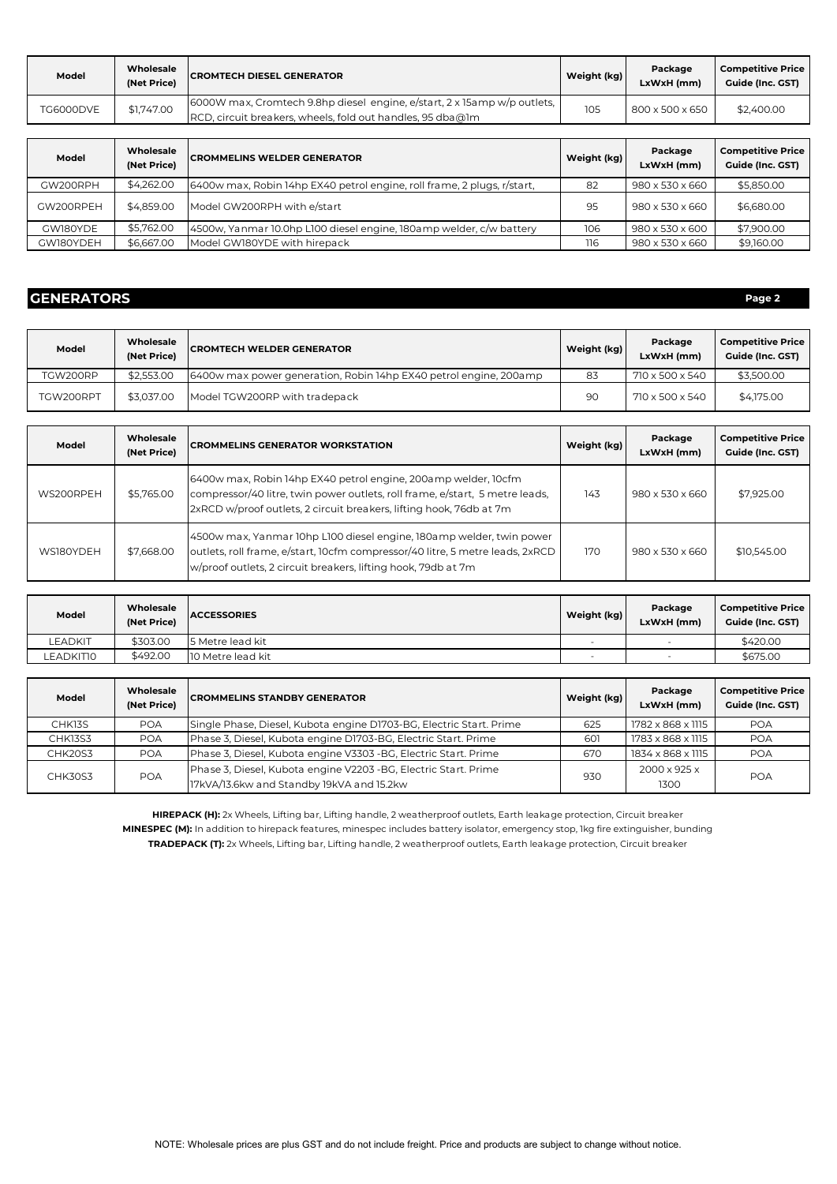| Model | Wholesale (Net Price) | CROMTECH DIESEL GENERATOR | Weight (kg) | Package LxWxH (mm) | Competitive Price Guide (Inc. GST) |
|---|---|---|---|---|---|
| TG6000DVE | $1,747.00 | 6000W max, Cromtech 9.8hp diesel engine, e/start, 2 x 15amp w/p outlets, RCD, circuit breakers, wheels, fold out handles, 95 dba@1m | 105 | 800 x 500 x 650 | $2,400.00 |

| Model | Wholesale (Net Price) | CROMMELINS WELDER GENERATOR | Weight (kg) | Package LxWxH (mm) | Competitive Price Guide (Inc. GST) |
|---|---|---|---|---|---|
| GW200RPH | $4,262.00 | 6400w max, Robin 14hp EX40 petrol engine, roll frame, 2 plugs, r/start, | 82 | 980 x 530 x 660 | $5,850.00 |
| GW200RPEH | $4,859.00 | Model GW200RPH with e/start | 95 | 980 x 530 x 660 | $6,680.00 |
| GW180YDE | $5,762.00 | 4500w, Yanmar 10.0hp L100 diesel engine, 180amp welder, c/w battery | 106 | 980 x 530 x 600 | $7,900.00 |
| GW180YDEH | $6,667.00 | Model GW180YDE with hirepack | 116 | 980 x 530 x 660 | $9,160.00 |

## GENERATORS

| Model | Wholesale (Net Price) | CROMTECH WELDER GENERATOR | Weight (kg) | Package LxWxH (mm) | Competitive Price Guide (Inc. GST) |
|---|---|---|---|---|---|
| TGW200RP | $2,553.00 | 6400w max power generation, Robin 14hp EX40 petrol engine, 200amp | 83 | 710 x 500 x 540 | $3,500.00 |
| TGW200RPT | $3,037.00 | Model TGW200RP with tradepack | 90 | 710 x 500 x 540 | $4,175.00 |

| Model | Wholesale (Net Price) | CROMMELINS GENERATOR WORKSTATION | Weight (kg) | Package LxWxH (mm) | Competitive Price Guide (Inc. GST) |
|---|---|---|---|---|---|
| WS200RPEH | $5,765.00 | 6400w max, Robin 14hp EX40 petrol engine, 200amp welder, 10cfm compressor/40 litre, twin power outlets, roll frame, e/start, 5 metre leads, 2xRCD w/proof outlets, 2 circuit breakers, lifting hook, 76db at 7m | 143 | 980 x 530 x 660 | $7,925.00 |
| WS180YDEH | $7,668.00 | 4500w max, Yanmar 10hp L100 diesel engine, 180amp welder, twin power outlets, roll frame, e/start, 10cfm compressor/40 litre, 5 metre leads, 2xRCD w/proof outlets, 2 circuit breakers, lifting hook, 79db at 7m | 170 | 980 x 530 x 660 | $10,545.00 |

| Model | Wholesale (Net Price) | ACCESSORIES | Weight (kg) | Package LxWxH (mm) | Competitive Price Guide (Inc. GST) |
|---|---|---|---|---|---|
| LEADKIT | $303.00 | 5 Metre lead kit | - | - | $420.00 |
| LEADKIT10 | $492.00 | 10 Metre lead kit | - | - | $675.00 |

| Model | Wholesale (Net Price) | CROMMELINS STANDBY GENERATOR | Weight (kg) | Package LxWxH (mm) | Competitive Price Guide (Inc. GST) |
|---|---|---|---|---|---|
| CHK13S | POA | Single Phase, Diesel, Kubota engine D1703-BG, Electric Start. Prime | 625 | 1782 x 868 x 1115 | POA |
| CHK13S3 | POA | Phase 3, Diesel, Kubota engine D1703-BG, Electric Start. Prime | 601 | 1783 x 868 x 1115 | POA |
| CHK20S3 | POA | Phase 3, Diesel, Kubota engine V3303 -BG, Electric Start. Prime | 670 | 1834 x 868 x 1115 | POA |
| CHK30S3 | POA | Phase 3, Diesel, Kubota engine V2203 -BG, Electric Start. Prime 17kVA/13.6kw and Standby 19kVA and 15.2kw | 930 | 2000 x 925 x 1300 | POA |

**HIREPACK (H):** 2x Wheels, Lifting bar, Lifting handle, 2 weatherproof outlets, Earth leakage protection, Circuit breaker

**MINESPEC (M):** In addition to hirepack features, minespec includes battery isolator, emergency stop, 1kg fire extinguisher, bunding

**TRADEPACK (T):** 2x Wheels, Lifting bar, Lifting handle, 2 weatherproof outlets, Earth leakage protection, Circuit breaker

NOTE: Wholesale prices are plus GST and do not include freight. Price and products are subject to change without notice.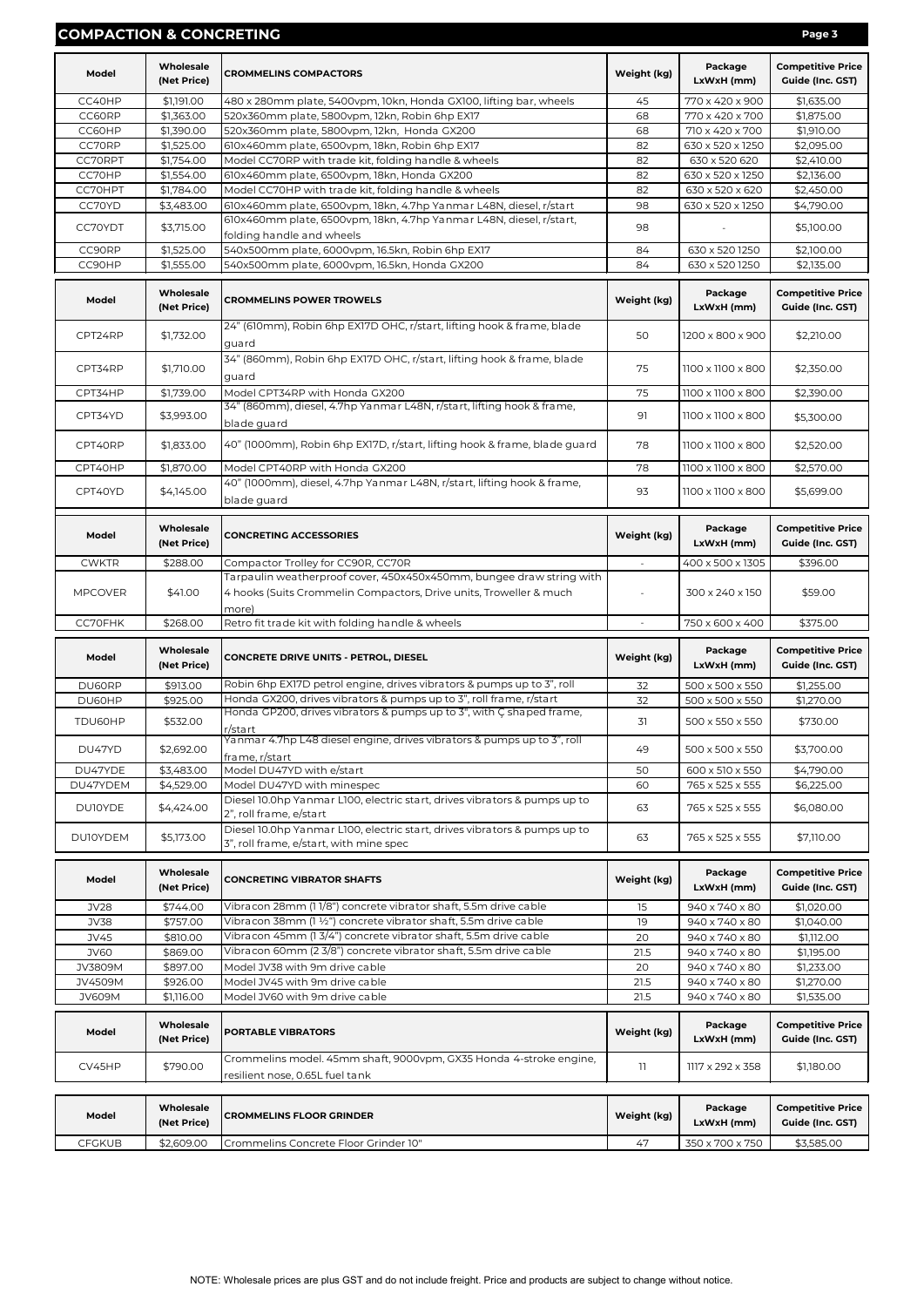## COMPACTION & CONCRETING

| Model | Wholesale (Net Price) | CROMMELINS COMPACTORS | Weight (kg) | Package LxWxH (mm) | Competitive Price Guide (Inc. GST) |
|---|---|---|---|---|---|
| CC40HP | $1,191.00 | 480 x 280mm plate, 5400vpm, 10kn, Honda GX100, lifting bar, wheels | 45 | 770 x 420 x 900 | $1,635.00 |
| CC60RP | $1,363.00 | 520x360mm plate, 5800vpm, 12kn, Robin 6hp EX17 | 68 | 770 x 420 x 700 | $1,875.00 |
| CC60HP | $1,390.00 | 520x360mm plate, 5800vpm, 12kn, Honda GX200 | 68 | 710 x 420 x 700 | $1,910.00 |
| CC70RP | $1,525.00 | 610x460mm plate, 6500vpm, 18kn, Robin 6hp EX17 | 82 | 630 x 520 x 1250 | $2,095.00 |
| CC70RPT | $1,754.00 | Model CC70RP with trade kit, folding handle & wheels | 82 | 630 x 520 620 | $2,410.00 |
| CC70HP | $1,554.00 | 610x460mm plate, 6500vpm, 18kn, Honda GX200 | 82 | 630 x 520 x 1250 | $2,136.00 |
| CC70HPT | $1,784.00 | Model CC70HP with trade kit, folding handle & wheels | 82 | 630 x 520 x 620 | $2,450.00 |
| CC70YD | $3,483.00 | 610x460mm plate, 6500vpm, 18kn, 4.7hp Yanmar L48N, diesel, r/start | 98 | 630 x 520 x 1250 | $4,790.00 |
| CC70YDT | $3,715.00 | 610x460mm plate, 6500vpm, 18kn, 4.7hp Yanmar L48N, diesel, r/start, folding handle and wheels | 98 | - | $5,100.00 |
| CC90RP | $1,525.00 | 540x500mm plate, 6000vpm, 16.5kn, Robin 6hp EX17 | 84 | 630 x 520 1250 | $2,100.00 |
| CC90HP | $1,555.00 | 540x500mm plate, 6000vpm, 16.5kn, Honda GX200 | 84 | 630 x 520 1250 | $2,135.00 |

| Model | Wholesale (Net Price) | CROMMELINS POWER TROWELS | Weight (kg) | Package LxWxH (mm) | Competitive Price Guide (Inc. GST) |
|---|---|---|---|---|---|
| CPT24RP | $1,732.00 | 24" (610mm), Robin 6hp EX17D OHC, r/start, lifting hook & frame, blade guard | 50 | 1200 x 800 x 900 | $2,210.00 |
| CPT34RP | $1,710.00 | 34" (860mm), Robin 6hp EX17D OHC, r/start, lifting hook & frame, blade guard | 75 | 1100 x 1100 x 800 | $2,350.00 |
| CPT34HP | $1,739.00 | Model CPT34RP with Honda GX200 | 75 | 1100 x 1100 x 800 | $2,390.00 |
| CPT34YD | $3,993.00 | 34" (860mm), diesel, 4.7hp Yanmar L48N, r/start, lifting hook & frame, blade guard | 91 | 1100 x 1100 x 800 | $5,300.00 |
| CPT40RP | $1,833.00 | 40" (1000mm), Robin 6hp EX17D, r/start, lifting hook & frame, blade guard | 78 | 1100 x 1100 x 800 | $2,520.00 |
| CPT40HP | $1,870.00 | Model CPT40RP with Honda GX200 | 78 | 1100 x 1100 x 800 | $2,570.00 |
| CPT40YD | $4,145.00 | 40" (1000mm), diesel, 4.7hp Yanmar L48N, r/start, lifting hook & frame, blade guard | 93 | 1100 x 1100 x 800 | $5,699.00 |

| Model | Wholesale (Net Price) | CONCRETING ACCESSORIES | Weight (kg) | Package LxWxH (mm) | Competitive Price Guide (Inc. GST) |
|---|---|---|---|---|---|
| CWKTR | $288.00 | Compactor Trolley for CC90R, CC70R | - | 400 x 500 x 1305 | $396.00 |
| MPCOVER | $41.00 | Tarpaulin weatherproof cover, 450x450x450mm, bungee draw string with 4 hooks (Suits Crommelin Compactors, Drive units, Troweller & much more) | - | 300 x 240 x 150 | $59.00 |
| CC70FHK | $268.00 | Retro fit trade kit with folding handle & wheels | - | 750 x 600 x 400 | $375.00 |

| Model | Wholesale (Net Price) | CONCRETE DRIVE UNITS - PETROL, DIESEL | Weight (kg) | Package LxWxH (mm) | Competitive Price Guide (Inc. GST) |
|---|---|---|---|---|---|
| DU60RP | $913.00 | Robin 6hp EX17D petrol engine, drives vibrators & pumps up to 3", roll | 32 | 500 x 500 x 550 | $1,255.00 |
| DU60HP | $925.00 | Honda GX200, drives vibrators & pumps up to 3", roll frame, r/start | 32 | 500 x 500 x 550 | $1,270.00 |
| TDU60HP | $532.00 | Honda GP200, drives vibrators & pumps up to 3", with Ç shaped frame, r/start | 31 | 500 x 550 x 550 | $730.00 |
| DU47YD | $2,692.00 | Yanmar 4.7hp L48 diesel engine, drives vibrators & pumps up to 3", roll frame, r/start | 49 | 500 x 500 x 550 | $3,700.00 |
| DU47YDE | $3,483.00 | Model DU47YD with e/start | 50 | 600 x 510 x 550 | $4,790.00 |
| DU47YDEM | $4,529.00 | Model DU47YD with minespec | 60 | 765 x 525 x 555 | $6,225.00 |
| DU10YDE | $4,424.00 | Diesel 10.0hp Yanmar L100, electric start, drives vibrators & pumps up to 2", roll frame, e/start | 63 | 765 x 525 x 555 | $6,080.00 |
| DU10YDEM | $5,173.00 | Diesel 10.0hp Yanmar L100, electric start, drives vibrators & pumps up to 3", roll frame, e/start, with mine spec | 63 | 765 x 525 x 555 | $7,110.00 |

| Model | Wholesale (Net Price) | CONCRETING VIBRATOR SHAFTS | Weight (kg) | Package LxWxH (mm) | Competitive Price Guide (Inc. GST) |
|---|---|---|---|---|---|
| JV28 | $744.00 | Vibracon 28mm (1 1/8") concrete vibrator shaft, 5.5m drive cable | 15 | 940 x 740 x 80 | $1,020.00 |
| JV38 | $757.00 | Vibracon 38mm (1 ½") concrete vibrator shaft, 5.5m drive cable | 19 | 940 x 740 x 80 | $1,040.00 |
| JV45 | $810.00 | Vibracon 45mm (1 3/4") concrete vibrator shaft, 5.5m drive cable | 20 | 940 x 740 x 80 | $1,112.00 |
| JV60 | $869.00 | Vibracon 60mm (2 3/8") concrete vibrator shaft, 5.5m drive cable | 21.5 | 940 x 740 x 80 | $1,195.00 |
| JV3809M | $897.00 | Model JV38 with 9m drive cable | 20 | 940 x 740 x 80 | $1,233.00 |
| JV4509M | $926.00 | Model JV45 with 9m drive cable | 21.5 | 940 x 740 x 80 | $1,270.00 |
| JV609M | $1,116.00 | Model JV60 with 9m drive cable | 21.5 | 940 x 740 x 80 | $1,535.00 |

| Model | Wholesale (Net Price) | PORTABLE VIBRATORS | Weight (kg) | Package LxWxH (mm) | Competitive Price Guide (Inc. GST) |
|---|---|---|---|---|---|
| CV45HP | $790.00 | Crommelins model. 45mm shaft, 9000vpm, GX35 Honda 4-stroke engine, resilient nose, 0.65L fuel tank | 11 | 1117 x 292 x 358 | $1,180.00 |

| Model | Wholesale (Net Price) | CROMMELINS FLOOR GRINDER | Weight (kg) | Package LxWxH (mm) | Competitive Price Guide (Inc. GST) |
|---|---|---|---|---|---|
| CFGKUB | $2,609.00 | Crommelins Concrete Floor Grinder 10" | 47 | 350 x 700 x 750 | $3,585.00 |

NOTE: Wholesale prices are plus GST and do not include freight. Price and products are subject to change without notice.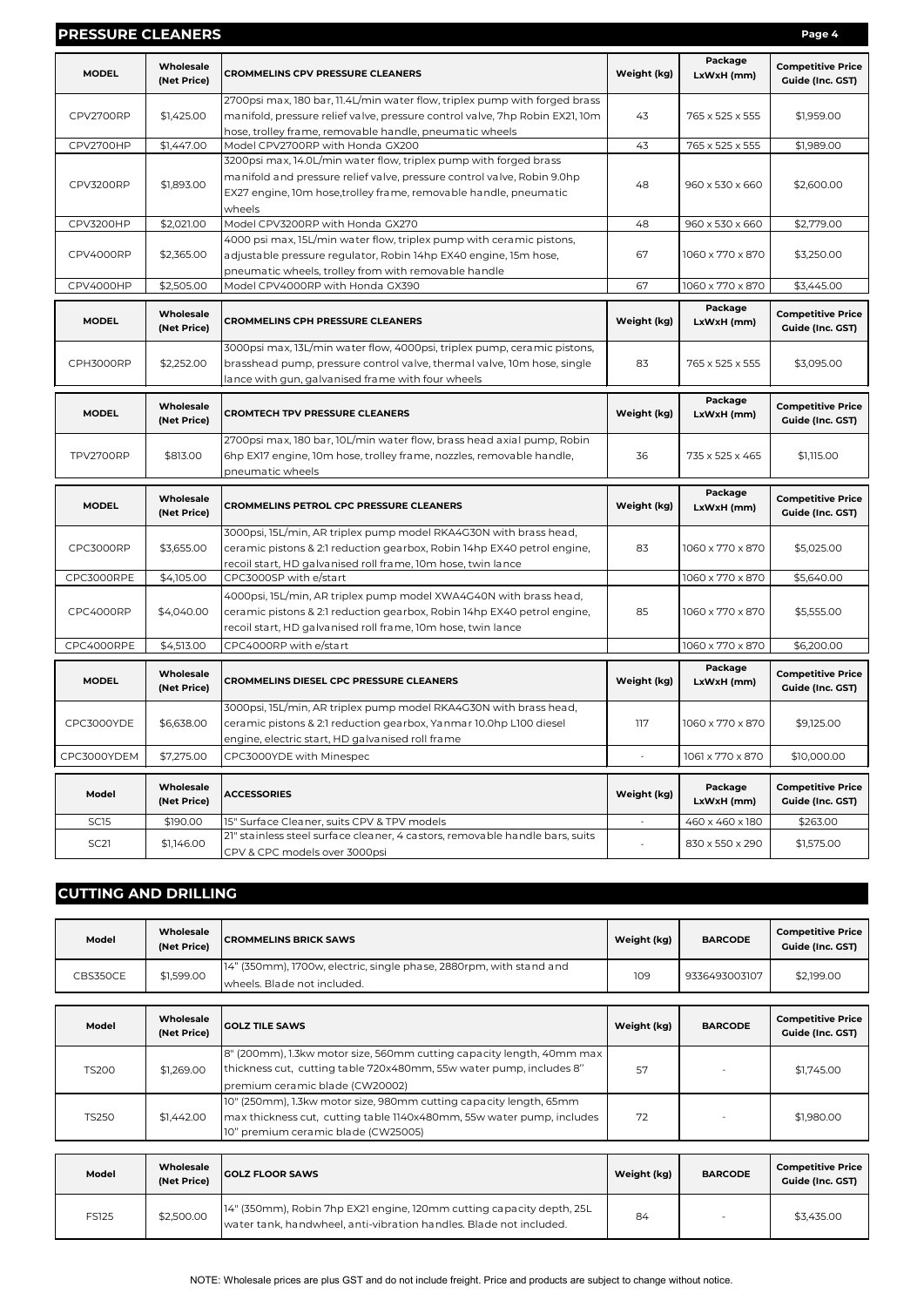## PRESSURE CLEANERS

| MODEL | Wholesale (Net Price) | CROMMELINS CPV PRESSURE CLEANERS | Weight (kg) | Package LxWxH (mm) | Competitive Price Guide (Inc. GST) |
|---|---|---|---|---|---|
| CPV2700RP | $1,425.00 | 2700psi max, 180 bar, 11.4L/min water flow, triplex pump with forged brass manifold, pressure relief valve, pressure control valve, 7hp Robin EX21, 10m hose, trolley frame, removable handle, pneumatic wheels | 43 | 765 x 525 x 555 | $1,959.00 |
| CPV2700HP | $1,447.00 | Model CPV2700RP with Honda GX200 | 43 | 765 x 525 x 555 | $1,989.00 |
| CPV3200RP | $1,893.00 | 3200psi max, 14.0L/min water flow, triplex pump with forged brass manifold and pressure relief valve, pressure control valve, Robin 9.0hp EX27 engine, 10m hose,trolley frame, removable handle, pneumatic wheels | 48 | 960 x 530 x 660 | $2,600.00 |
| CPV3200HP | $2,021.00 | Model CPV3200RP with Honda GX270 | 48 | 960 x 530 x 660 | $2,779.00 |
| CPV4000RP | $2,365.00 | 4000 psi max, 15L/min water flow, triplex pump with ceramic pistons, adjustable pressure regulator, Robin 14hp EX40 engine, 15m hose, pneumatic wheels, trolley from with removable handle | 67 | 1060 x 770 x 870 | $3,250.00 |
| CPV4000HP | $2,505.00 | Model CPV4000RP with Honda GX390 | 67 | 1060 x 770 x 870 | $3,445.00 |

| MODEL | Wholesale (Net Price) | CROMMELINS CPH PRESSURE CLEANERS | Weight (kg) | Package LxWxH (mm) | Competitive Price Guide (Inc. GST) |
|---|---|---|---|---|---|
| CPH3000RP | $2,252.00 | 3000psi max, 13L/min water flow, 4000psi, triplex pump, ceramic pistons, brasshead pump, pressure control valve, thermal valve, 10m hose, single lance with gun, galvanised frame with four wheels | 83 | 765 x 525 x 555 | $3,095.00 |

| MODEL | Wholesale (Net Price) | CROMTECH TPV PRESSURE CLEANERS | Weight (kg) | Package LxWxH (mm) | Competitive Price Guide (Inc. GST) |
|---|---|---|---|---|---|
| TPV2700RP | $813.00 | 2700psi max, 180 bar, 10L/min water flow, brass head axial pump, Robin 6hp EX17 engine, 10m hose, trolley frame, nozzles, removable handle, pneumatic wheels | 36 | 735 x 525 x 465 | $1,115.00 |

| MODEL | Wholesale (Net Price) | CROMMELINS PETROL CPC PRESSURE CLEANERS | Weight (kg) | Package LxWxH (mm) | Competitive Price Guide (Inc. GST) |
|---|---|---|---|---|---|
| CPC3000RP | $3,655.00 | 3000psi, 15L/min, AR triplex pump model RKA4G30N with brass head, ceramic pistons & 2:1 reduction gearbox, Robin 14hp EX40 petrol engine, recoil start, HD galvanised roll frame, 10m hose, twin lance | 83 | 1060 x 770 x 870 | $5,025.00 |
| CPC3000RPE | $4,105.00 | CPC3000SP with e/start | | 1060 x 770 x 870 | $5,640.00 |
| CPC4000RP | $4,040.00 | 4000psi, 15L/min, AR triplex pump model XWA4G40N with brass head, ceramic pistons & 2:1 reduction gearbox, Robin 14hp EX40 petrol engine, recoil start, HD galvanised roll frame, 10m hose, twin lance | 85 | 1060 x 770 x 870 | $5,555.00 |
| CPC4000RPE | $4,513.00 | CPC4000RP with e/start | | 1060 x 770 x 870 | $6,200.00 |

| MODEL | Wholesale (Net Price) | CROMMELINS DIESEL CPC PRESSURE CLEANERS | Weight (kg) | Package LxWxH (mm) | Competitive Price Guide (Inc. GST) |
|---|---|---|---|---|---|
| CPC3000YDE | $6,638.00 | 3000psi, 15L/min, AR triplex pump model RKA4G30N with brass head, ceramic pistons & 2:1 reduction gearbox, Yanmar 10.0hp L100 diesel engine, electric start, HD galvanised roll frame | 117 | 1060 x 770 x 870 | $9,125.00 |
| CPC3000YDEM | $7,275.00 | CPC3000YDE with Minespec | - | 1061 x 770 x 870 | $10,000.00 |

| Model | Wholesale (Net Price) | ACCESSORIES | Weight (kg) | Package LxWxH (mm) | Competitive Price Guide (Inc. GST) |
|---|---|---|---|---|---|
| SC15 | $190.00 | 15" Surface Cleaner, suits CPV & TPV models | - | 460 x 460 x 180 | $263.00 |
| SC21 | $1,146.00 | 21" stainless steel surface cleaner, 4 castors, removable handle bars, suits CPV & CPC models over 3000psi | - | 830 x 550 x 290 | $1,575.00 |

## CUTTING AND DRILLING

| Model | Wholesale (Net Price) | CROMMELINS BRICK SAWS | Weight (kg) | BARCODE | Competitive Price Guide (Inc. GST) |
|---|---|---|---|---|---|
| CBS350CE | $1,599.00 | 14" (350mm), 1700w, electric, single phase, 2880rpm, with stand and wheels. Blade not included. | 109 | 9336493003107 | $2,199.00 |

| Model | Wholesale (Net Price) | GOLZ TILE SAWS | Weight (kg) | BARCODE | Competitive Price Guide (Inc. GST) |
|---|---|---|---|---|---|
| TS200 | $1,269.00 | 8" (200mm), 1.3kw motor size, 560mm cutting capacity length, 40mm max thickness cut, cutting table 720x480mm, 55w water pump, includes 8" premium ceramic blade (CW20002) | 57 | - | $1,745.00 |
| TS250 | $1,442.00 | 10" (250mm), 1.3kw motor size, 980mm cutting capacity length, 65mm max thickness cut, cutting table 1140x480mm, 55w water pump, includes 10" premium ceramic blade (CW25005) | 72 | - | $1,980.00 |

| Model | Wholesale (Net Price) | GOLZ FLOOR SAWS | Weight (kg) | BARCODE | Competitive Price Guide (Inc. GST) |
|---|---|---|---|---|---|
| FS125 | $2,500.00 | 14" (350mm), Robin 7hp EX21 engine, 120mm cutting capacity depth, 25L water tank, handwheel, anti-vibration handles. Blade not included. | 84 | - | $3,435.00 |

NOTE: Wholesale prices are plus GST and do not include freight. Price and products are subject to change without notice.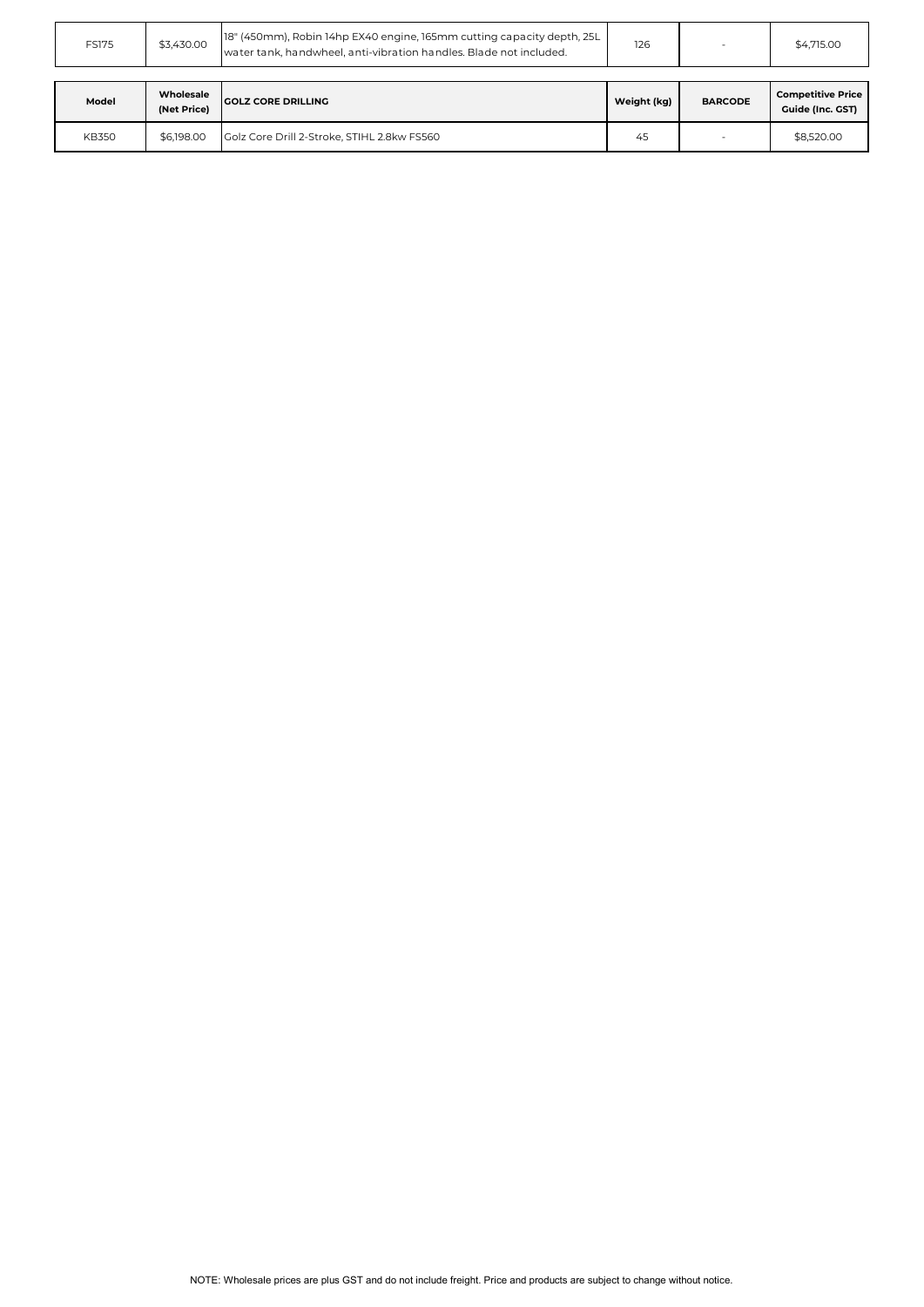| FS175 | $3,430.00 | 18" (450mm), Robin 14hp EX40 engine, 165mm cutting capacity depth, 25L water tank, handwheel, anti-vibration handles. Blade not included. | 126 | - | $4,715.00 |
|---|---|---|---|---|---|

| Model | Wholesale (Net Price) | GOLZ CORE DRILLING | Weight (kg) | BARCODE | Competitive Price Guide (Inc. GST) |
|---|---|---|---|---|---|
| KB350 | $6,198.00 | Golz Core Drill 2-Stroke, STIHL 2.8kw FS560 | 45 | - | $8,520.00 |

NOTE: Wholesale prices are plus GST and do not include freight. Price and products are subject to change without notice.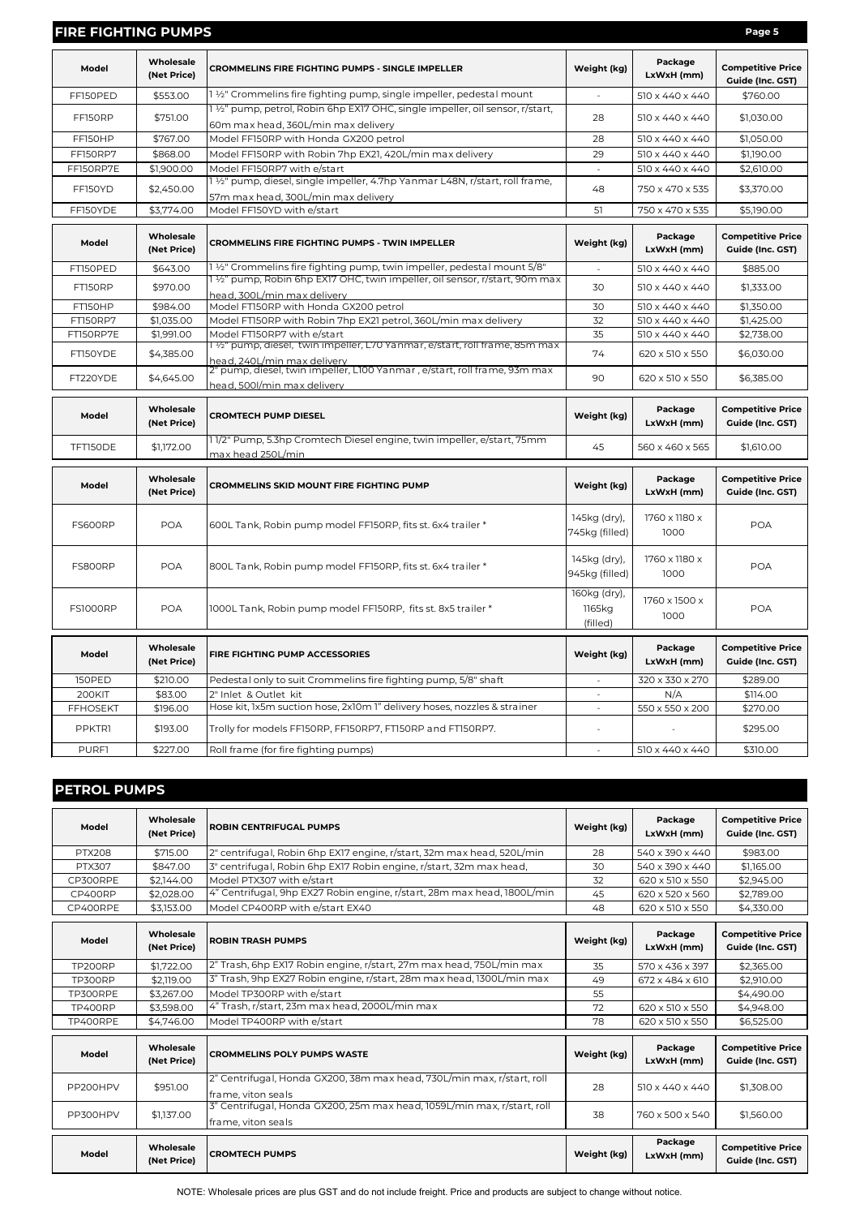## FIRE FIGHTING PUMPS

| Model | Wholesale (Net Price) | CROMMELINS FIRE FIGHTING PUMPS - SINGLE IMPELLER | Weight (kg) | Package LxWxH (mm) | Competitive Price Guide (Inc. GST) |
|---|---|---|---|---|---|
| FF150PED | $553.00 | 1 ½" Crommelins fire fighting pump, single impeller, pedestal mount | - | 510 x 440 x 440 | $760.00 |
| FF150RP | $751.00 | 1 ½" pump, petrol, Robin 6hp EX17 OHC, single impeller, oil sensor, r/start, 60m max head, 360L/min max delivery | 28 | 510 x 440 x 440 | $1,030.00 |
| FF150HP | $767.00 | Model FF150RP with Honda GX200 petrol | 28 | 510 x 440 x 440 | $1,050.00 |
| FF150RP7 | $868.00 | Model FF150RP with Robin 7hp EX21, 420L/min max delivery | 29 | 510 x 440 x 440 | $1,190.00 |
| FF150RP7E | $1,900.00 | Model FF150RP7 with e/start | - | 510 x 440 x 440 | $2,610.00 |
| FF150YD | $2,450.00 | 1 ½" pump, diesel, single impeller, 4.7hp Yanmar L48N, r/start, roll frame, 57m max head, 300L/min max delivery | 48 | 750 x 470 x 535 | $3,370.00 |
| FF150YDE | $3,774.00 | Model FF150YD with e/start | 51 | 750 x 470 x 535 | $5,190.00 |

| Model | Wholesale (Net Price) | CROMMELINS FIRE FIGHTING PUMPS - TWIN IMPELLER | Weight (kg) | Package LxWxH (mm) | Competitive Price Guide (Inc. GST) |
|---|---|---|---|---|---|
| FT150PED | $643.00 | 1 ½" Crommelins fire fighting pump, twin impeller, pedestal mount 5/8" | - | 510 x 440 x 440 | $885.00 |
| FT150RP | $970.00 | 1 ½" pump, Robin 6hp EX17 OHC, twin impeller, oil sensor, r/start, 90m max head, 300L/min max delivery | 30 | 510 x 440 x 440 | $1,333.00 |
| FT150HP | $984.00 | Model FT150RP with Honda GX200 petrol | 30 | 510 x 440 x 440 | $1,350.00 |
| FT150RP7 | $1,035.00 | Model FT150RP with Robin 7hp EX21 petrol, 360L/min max delivery | 32 | 510 x 440 x 440 | $1,425.00 |
| FT150RP7E | $1,991.00 | Model FT150RP7 with e/start | 35 | 510 x 440 x 440 | $2,738.00 |
| FT150YDE | $4,385.00 | 1 ½" pump, diesel, twin impeller, L70 Yanmar, e/start, roll frame, 85m max head, 240L/min max delivery | 74 | 620 x 510 x 550 | $6,030.00 |
| FT220YDE | $4,645.00 | 2" pump, diesel, twin impeller, L100 Yanmar , e/start, roll frame, 93m max head, 500l/min max delivery | 90 | 620 x 510 x 550 | $6,385.00 |

| Model | Wholesale (Net Price) | CROMTECH PUMP DIESEL | Weight (kg) | Package LxWxH (mm) | Competitive Price Guide (Inc. GST) |
|---|---|---|---|---|---|
| TFT150DE | $1,172.00 | 1 1/2" Pump, 5.3hp Cromtech Diesel engine, twin impeller, e/start, 75mm max head 250L/min | 45 | 560 x 460 x 565 | $1,610.00 |

| Model | Wholesale (Net Price) | CROMMELINS SKID MOUNT FIRE FIGHTING PUMP | Weight (kg) | Package LxWxH (mm) | Competitive Price Guide (Inc. GST) |
|---|---|---|---|---|---|
| FS600RP | POA | 600L Tank, Robin pump model FF150RP, fits st. 6x4 trailer * | 145kg (dry), 745kg (filled) | 1760 x 1180 x 1000 | POA |
| FS800RP | POA | 800L Tank, Robin pump model FF150RP, fits st. 6x4 trailer * | 145kg (dry), 945kg (filled) | 1760 x 1180 x 1000 | POA |
| FS1000RP | POA | 1000L Tank, Robin pump model FF150RP, fits st. 8x5 trailer * | 160kg (dry), 1165kg (filled) | 1760 x 1500 x 1000 | POA |

| Model | Wholesale (Net Price) | FIRE FIGHTING PUMP ACCESSORIES | Weight (kg) | Package LxWxH (mm) | Competitive Price Guide (Inc. GST) |
|---|---|---|---|---|---|
| 150PED | $210.00 | Pedestal only to suit Crommelins fire fighting pump, 5/8" shaft | - | 320 x 330 x 270 | $289.00 |
| 200KIT | $83.00 | 2" Inlet & Outlet kit | - | N/A | $114.00 |
| FFHOSEKT | $196.00 | Hose kit, 1x5m suction hose, 2x10m 1" delivery hoses, nozzles & strainer | - | 550 x 550 x 200 | $270.00 |
| PPKTR1 | $193.00 | Trolly for models FF150RP, FF150RP7, FT150RP and FT150RP7. | - | - | $295.00 |
| PURF1 | $227.00 | Roll frame (for fire fighting pumps) | - | 510 x 440 x 440 | $310.00 |

## PETROL PUMPS

| Model | Wholesale (Net Price) | ROBIN CENTRIFUGAL PUMPS | Weight (kg) | Package LxWxH (mm) | Competitive Price Guide (Inc. GST) |
|---|---|---|---|---|---|
| PTX208 | $715.00 | 2" centrifugal, Robin 6hp EX17 engine, r/start, 32m max head, 520L/min | 28 | 540 x 390 x 440 | $983.00 |
| PTX307 | $847.00 | 3" centrifugal, Robin 6hp EX17 Robin engine, r/start, 32m max head, | 30 | 540 x 390 x 440 | $1,165.00 |
| CP300RPE | $2,144.00 | Model PTX307 with e/start | 32 | 620 x 510 x 550 | $2,945.00 |
| CP400RP | $2,028.00 | 4" Centrifugal, 9hp EX27 Robin engine, r/start, 28m max head, 1800L/min | 45 | 620 x 520 x 560 | $2,789.00 |
| CP400RPE | $3,153.00 | Model CP400RP with e/start EX40 | 48 | 620 x 510 x 550 | $4,330.00 |

| Model | Wholesale (Net Price) | ROBIN TRASH PUMPS | Weight (kg) | Package LxWxH (mm) | Competitive Price Guide (Inc. GST) |
|---|---|---|---|---|---|
| TP200RP | $1,722.00 | 2" Trash, 6hp EX17 Robin engine, r/start, 27m max head, 750L/min max | 35 | 570 x 436 x 397 | $2,365.00 |
| TP300RP | $2,119.00 | 3" Trash, 9hp EX27 Robin engine, r/start, 28m max head, 1300L/min max | 49 | 672 x 484 x 610 | $2,910.00 |
| TP300RPE | $3,267.00 | Model TP300RP with e/start | 55 | | $4,490.00 |
| TP400RP | $3,598.00 | 4" Trash, r/start, 23m max head, 2000L/min max | 72 | 620 x 510 x 550 | $4,948.00 |
| TP400RPE | $4,746.00 | Model TP400RP with e/start | 78 | 620 x 510 x 550 | $6,525.00 |

| Model | Wholesale (Net Price) | CROMMELINS POLY PUMPS WASTE | Weight (kg) | Package LxWxH (mm) | Competitive Price Guide (Inc. GST) |
|---|---|---|---|---|---|
| PP200HPV | $951.00 | 2" Centrifugal, Honda GX200, 38m max head, 730L/min max, r/start, roll frame, viton seals | 28 | 510 x 440 x 440 | $1,308.00 |
| PP300HPV | $1,137.00 | 3" Centrifugal, Honda GX200, 25m max head, 1059L/min max, r/start, roll frame, viton seals | 38 | 760 x 500 x 540 | $1,560.00 |

| Model | Wholesale (Net Price) | CROMTECH PUMPS | Weight (kg) | Package LxWxH (mm) | Competitive Price Guide (Inc. GST) |
|---|---|---|---|---|---|

NOTE: Wholesale prices are plus GST and do not include freight. Price and products are subject to change without notice.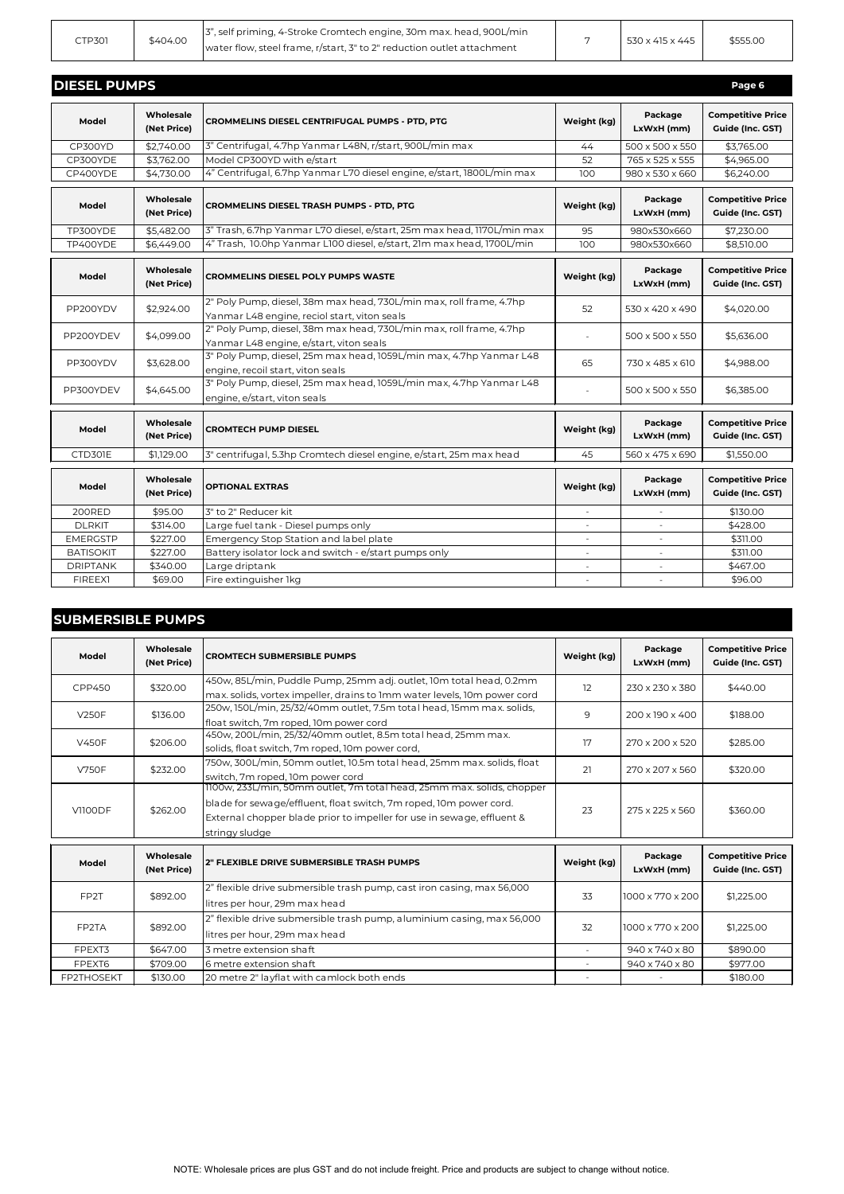| CTP301 | $404.00 | 3", self priming, 4-Stroke Cromtech engine, 30m max. head, 900L/min water flow, steel frame, r/start, 3" to 2" reduction outlet attachment | 7 | 530 x 415 x 445 | $555.00 |
|---|---|---|---|---|---|

## DIESEL PUMPS

| Model | Wholesale (Net Price) | CROMMELINS DIESEL CENTRIFUGAL PUMPS - PTD, PTG | Weight (kg) | Package LxWxH (mm) | Competitive Price Guide (Inc. GST) |
|---|---|---|---|---|---|
| CP300YD | $2,740.00 | 3" Centrifugal, 4.7hp Yanmar L48N, r/start, 900L/min max | 44 | 500 x 500 x 550 | $3,765.00 |
| CP300YDE | $3,762.00 | Model CP300YD with e/start | 52 | 765 x 525 x 555 | $4,965.00 |
| CP400YDE | $4,730.00 | 4" Centrifugal, 6.7hp Yanmar L70 diesel engine, e/start, 1800L/min max | 100 | 980 x 530 x 660 | $6,240.00 |

| Model | Wholesale (Net Price) | CROMMELINS DIESEL TRASH PUMPS - PTD, PTG | Weight (kg) | Package LxWxH (mm) | Competitive Price Guide (Inc. GST) |
|---|---|---|---|---|---|
| TP300YDE | $5,482.00 | 3" Trash, 6.7hp Yanmar L70 diesel, e/start, 25m max head, 1170L/min max | 95 | 980x530x660 | $7,230.00 |
| TP400YDE | $6,449.00 | 4" Trash, 10.0hp Yanmar L100 diesel, e/start, 21m max head, 1700L/min | 100 | 980x530x660 | $8,510.00 |

| Model | Wholesale (Net Price) | CROMMELINS DIESEL POLY PUMPS WASTE | Weight (kg) | Package LxWxH (mm) | Competitive Price Guide (Inc. GST) |
|---|---|---|---|---|---|
| PP200YDV | $2,924.00 | 2" Poly Pump, diesel, 38m max head, 730L/min max, roll frame, 4.7hp Yanmar L48 engine, reciol start, viton seals | 52 | 530 x 420 x 490 | $4,020.00 |
| PP200YDEV | $4,099.00 | 2" Poly Pump, diesel, 38m max head, 730L/min max, roll frame, 4.7hp Yanmar L48 engine, e/start, viton seals | - | 500 x 500 x 550 | $5,636.00 |
| PP300YDV | $3,628.00 | 3" Poly Pump, diesel, 25m max head, 1059L/min max, 4.7hp Yanmar L48 engine, recoil start, viton seals | 65 | 730 x 485 x 610 | $4,988.00 |
| PP300YDEV | $4,645.00 | 3" Poly Pump, diesel, 25m max head, 1059L/min max, 4.7hp Yanmar L48 engine, e/start, viton seals | - | 500 x 500 x 550 | $6,385.00 |

| Model | Wholesale (Net Price) | CROMTECH PUMP DIESEL | Weight (kg) | Package LxWxH (mm) | Competitive Price Guide (Inc. GST) |
|---|---|---|---|---|---|
| CTD301E | $1,129.00 | 3" centrifugal, 5.3hp Cromtech diesel engine, e/start, 25m max head | 45 | 560 x 475 x 690 | $1,550.00 |

| Model | Wholesale (Net Price) | OPTIONAL EXTRAS | Weight (kg) | Package LxWxH (mm) | Competitive Price Guide (Inc. GST) |
|---|---|---|---|---|---|
| 200RED | $95.00 | 3" to 2" Reducer kit | - | - | $130.00 |
| DLRKIT | $314.00 | Large fuel tank - Diesel pumps only | - | - | $428.00 |
| EMERGSTP | $227.00 | Emergency Stop Station and label plate | - | - | $311.00 |
| BATISOKIT | $227.00 | Battery isolator lock and switch - e/start pumps only | - | - | $311.00 |
| DRIPTANK | $340.00 | Large driptank | - | - | $467.00 |
| FIREEX1 | $69.00 | Fire extinguisher 1kg | - | - | $96.00 |

## SUBMERSIBLE PUMPS

| Model | Wholesale (Net Price) | CROMTECH SUBMERSIBLE PUMPS | Weight (kg) | Package LxWxH (mm) | Competitive Price Guide (Inc. GST) |
|---|---|---|---|---|---|
| CPP450 | $320.00 | 450w, 85L/min, Puddle Pump, 25mm adj. outlet, 10m total head, 0.2mm max. solids, vortex impeller, drains to 1mm water levels, 10m power cord | 12 | 230 x 230 x 380 | $440.00 |
| V250F | $136.00 | 250w, 150L/min, 25/32/40mm outlet, 7.5m total head, 15mm max. solids, float switch, 7m roped, 10m power cord | 9 | 200 x 190 x 400 | $188.00 |
| V450F | $206.00 | 450w, 200L/min, 25/32/40mm outlet, 8.5m total head, 25mm max. solids, float switch, 7m roped, 10m power cord, | 17 | 270 x 200 x 520 | $285.00 |
| V750F | $232.00 | 750w, 300L/min, 50mm outlet, 10.5m total head, 25mm max. solids, float switch, 7m roped, 10m power cord | 21 | 270 x 207 x 560 | $320.00 |
| V1100DF | $262.00 | 1100w, 233L/min, 50mm outlet, 7m total head, 25mm max. solids, chopper blade for sewage/effluent, float switch, 7m roped, 10m power cord. External chopper blade prior to impeller for use in sewage, effluent & stringy sludge | 23 | 275 x 225 x 560 | $360.00 |

| Model | Wholesale (Net Price) | 2" FLEXIBLE DRIVE SUBMERSIBLE TRASH PUMPS | Weight (kg) | Package LxWxH (mm) | Competitive Price Guide (Inc. GST) |
|---|---|---|---|---|---|
| FP2T | $892.00 | 2" flexible drive submersible trash pump, cast iron casing, max 56,000 litres per hour, 29m max head | 33 | 1000 x 770 x 200 | $1,225.00 |
| FP2TA | $892.00 | 2" flexible drive submersible trash pump, aluminium casing, max 56,000 litres per hour, 29m max head | 32 | 1000 x 770 x 200 | $1,225.00 |
| FPEXT3 | $647.00 | 3 metre extension shaft | - | 940 x 740 x 80 | $890.00 |
| FPEXT6 | $709.00 | 6 metre extension shaft | - | 940 x 740 x 80 | $977.00 |
| FP2THOSEKT | $130.00 | 20 metre 2" layflat with camlock both ends | - | - | $180.00 |

NOTE: Wholesale prices are plus GST and do not include freight. Price and products are subject to change without notice.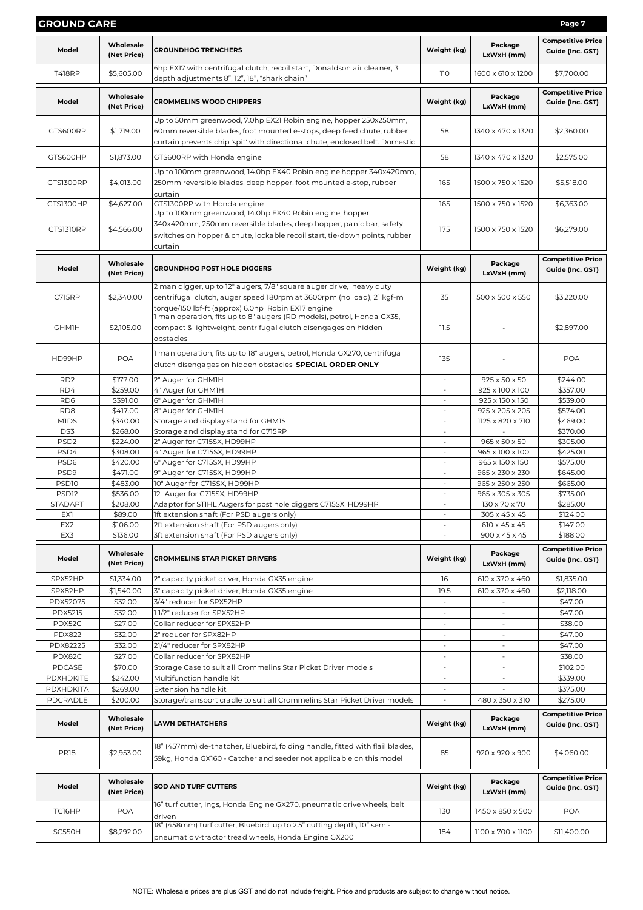# GROUND CARE

| Model | Wholesale (Net Price) | GROUNDHOG TRENCHERS | Weight (kg) | Package LxWxH (mm) | Competitive Price Guide (Inc. GST) |
|---|---|---|---|---|---|
| T418RP | $5,605.00 | 6hp EX17 with centrifugal clutch, recoil start, Donaldson air cleaner, 3 depth adjustments 8", 12", 18", "shark chain" | 110 | 1600 x 610 x 1200 | $7,700.00 |

| Model | Wholesale (Net Price) | CROMMELINS WOOD CHIPPERS | Weight (kg) | Package LxWxH (mm) | Competitive Price Guide (Inc. GST) |
|---|---|---|---|---|---|
| GTS600RP | $1,719.00 | Up to 50mm greenwood, 7.0hp EX21 Robin engine, hopper 250x250mm, 60mm reversible blades, foot mounted e-stops, deep feed chute, rubber curtain prevents chip 'spit' with directional chute, enclosed belt. Domestic | 58 | 1340 x 470 x 1320 | $2,360.00 |
| GTS600HP | $1,873.00 | GTS600RP with Honda engine | 58 | 1340 x 470 x 1320 | $2,575.00 |
| GTS1300RP | $4,013.00 | Up to 100mm greenwood, 14.0hp EX40 Robin engine,hopper 340x420mm, 250mm reversible blades, deep hopper, foot mounted e-stop, rubber curtain | 165 | 1500 x 750 x 1520 | $5,518.00 |
| GTS1300HP | $4,627.00 | GTS1300RP with Honda engine | 165 | 1500 x 750 x 1520 | $6,363.00 |
| GTS1310RP | $4,566.00 | Up to 100mm greenwood, 14.0hp EX40 Robin engine, hopper 340x420mm, 250mm reversible blades, deep hopper, panic bar, safety switches on hopper & chute, lockable recoil start, tie-down points, rubber curtain | 175 | 1500 x 750 x 1520 | $6,279.00 |

| Model | Wholesale (Net Price) | GROUNDHOG POST HOLE DIGGERS | Weight (kg) | Package LxWxH (mm) | Competitive Price Guide (Inc. GST) |
|---|---|---|---|---|---|
| C715RP | $2,340.00 | 2 man digger, up to 12" augers, 7/8" square auger drive, heavy duty centrifugal clutch, auger speed 180rpm at 3600rpm (no load), 21 kgf-m torque/150 lbf-ft (approx) 6.0hp Robin EX17 engine | 35 | 500 x 500 x 550 | $3,220.00 |
| GHM1H | $2,105.00 | 1 man operation, fits up to 8" augers (RD models), petrol, Honda GX35, compact & lightweight, centrifugal clutch disengages on hidden obstacles | 11.5 | - | $2,897.00 |
| HD99HP | POA | 1 man operation, fits up to 18" augers, petrol, Honda GX270, centrifugal clutch disengages on hidden obstacles **SPECIAL ORDER ONLY** | 135 | - | POA |
| RD2 | $177.00 | 2" Auger for GHM1H | - | 925 x 50 x 50 | $244.00 |
| RD4 | $259.00 | 4" Auger for GHM1H | - | 925 x 100 x 100 | $357.00 |
| RD6 | $391.00 | 6" Auger for GHM1H | - | 925 x 150 x 150 | $539.00 |
| RD8 | $417.00 | 8" Auger for GHM1H | - | 925 x 205 x 205 | $574.00 |
| M1DS | $340.00 | Storage and display stand for GHM1S | - | 1125 x 820 x 710 | $469.00 |
| DS3 | $268.00 | Storage and display stand for C715RP | - | - | $370.00 |
| PSD2 | $224.00 | 2" Auger for C715SX, HD99HP | - | 965 x 50 x 50 | $305.00 |
| PSD4 | $308.00 | 4" Auger for C715SX, HD99HP | - | 965 x 100 x 100 | $425.00 |
| PSD6 | $420.00 | 6" Auger for C715SX, HD99HP | - | 965 x 150 x 150 | $575.00 |
| PSD9 | $471.00 | 9" Auger for C715SX, HD99HP | - | 965 x 230 x 230 | $645.00 |
| PSD10 | $483.00 | 10" Auger for C715SX, HD99HP | - | 965 x 250 x 250 | $665.00 |
| PSD12 | $536.00 | 12" Auger for C715SX, HD99HP | - | 965 x 305 x 305 | $735.00 |
| STADAPT | $208.00 | Adaptor for STIHL Augers for post hole diggers C715SX, HD99HP | - | 130 x 70 x 70 | $285.00 |
| EX1 | $89.00 | 1ft extension shaft (For PSD augers only) | - | 305 x 45 x 45 | $124.00 |
| EX2 | $106.00 | 2ft extension shaft (For PSD augers only) | - | 610 x 45 x 45 | $147.00 |
| EX3 | $136.00 | 3ft extension shaft (For PSD augers only) | - | 900 x 45 x 45 | $188.00 |

| Model | Wholesale (Net Price) | CROMMELINS STAR PICKET DRIVERS | Weight (kg) | Package LxWxH (mm) | Competitive Price Guide (Inc. GST) |
|---|---|---|---|---|---|
| SPX52HP | $1,334.00 | 2" capacity picket driver, Honda GX35 engine | 16 | 610 x 370 x 460 | $1,835.00 |
| SPX82HP | $1,540.00 | 3" capacity picket driver, Honda GX35 engine | 19.5 | 610 x 370 x 460 | $2,118.00 |
| PDX52075 | $32.00 | 3/4" reducer for SPX52HP | - | - | $47.00 |
| PDX5215 | $32.00 | 1 1/2" reducer for SPX52HP | - | - | $47.00 |
| PDX52C | $27.00 | Collar reducer for SPX52HP | - | - | $38.00 |
| PDX822 | $32.00 | 2" reducer for SPX82HP | - | - | $47.00 |
| PDX82225 | $32.00 | 21/4" reducer for SPX82HP | - | - | $47.00 |
| PDX82C | $27.00 | Collar reducer for SPX82HP | - | - | $38.00 |
| PDCASE | $70.00 | Storage Case to suit all Crommelins Star Picket Driver models | - | - | $102.00 |
| PDXHDKITE | $242.00 | Multifunction handle kit | - | - | $339.00 |
| PDXHDKITA | $269.00 | Extension handle kit | - | - | $375.00 |
| PDCRADLE | $200.00 | Storage/transport cradle to suit all Crommelins Star Picket Driver models | - | 480 x 350 x 310 | $275.00 |

| Model | Wholesale (Net Price) | LAWN DETHATCHERS | Weight (kg) | Package LxWxH (mm) | Competitive Price Guide (Inc. GST) |
|---|---|---|---|---|---|
| PR18 | $2,953.00 | 18" (457mm) de-thatcher, Bluebird, folding handle, fitted with flail blades, 59kg, Honda GX160 - Catcher and seeder not applicable on this model | 85 | 920 x 920 x 900 | $4,060.00 |

| Model | Wholesale (Net Price) | SOD AND TURF CUTTERS | Weight (kg) | Package LxWxH (mm) | Competitive Price Guide (Inc. GST) |
|---|---|---|---|---|---|
| TC16HP | POA | 16" turf cutter, Ings, Honda Engine GX270, pneumatic drive wheels, belt driven | 130 | 1450 x 850 x 500 | POA |
| SC550H | $8,292.00 | 18" (458mm) turf cutter, Bluebird, up to 2.5" cutting depth, 10" semi-pneumatic v-tractor tread wheels, Honda Engine GX200 | 184 | 1100 x 700 x 1100 | $11,400.00 |

NOTE: Wholesale prices are plus GST and do not include freight. Price and products are subject to change without notice.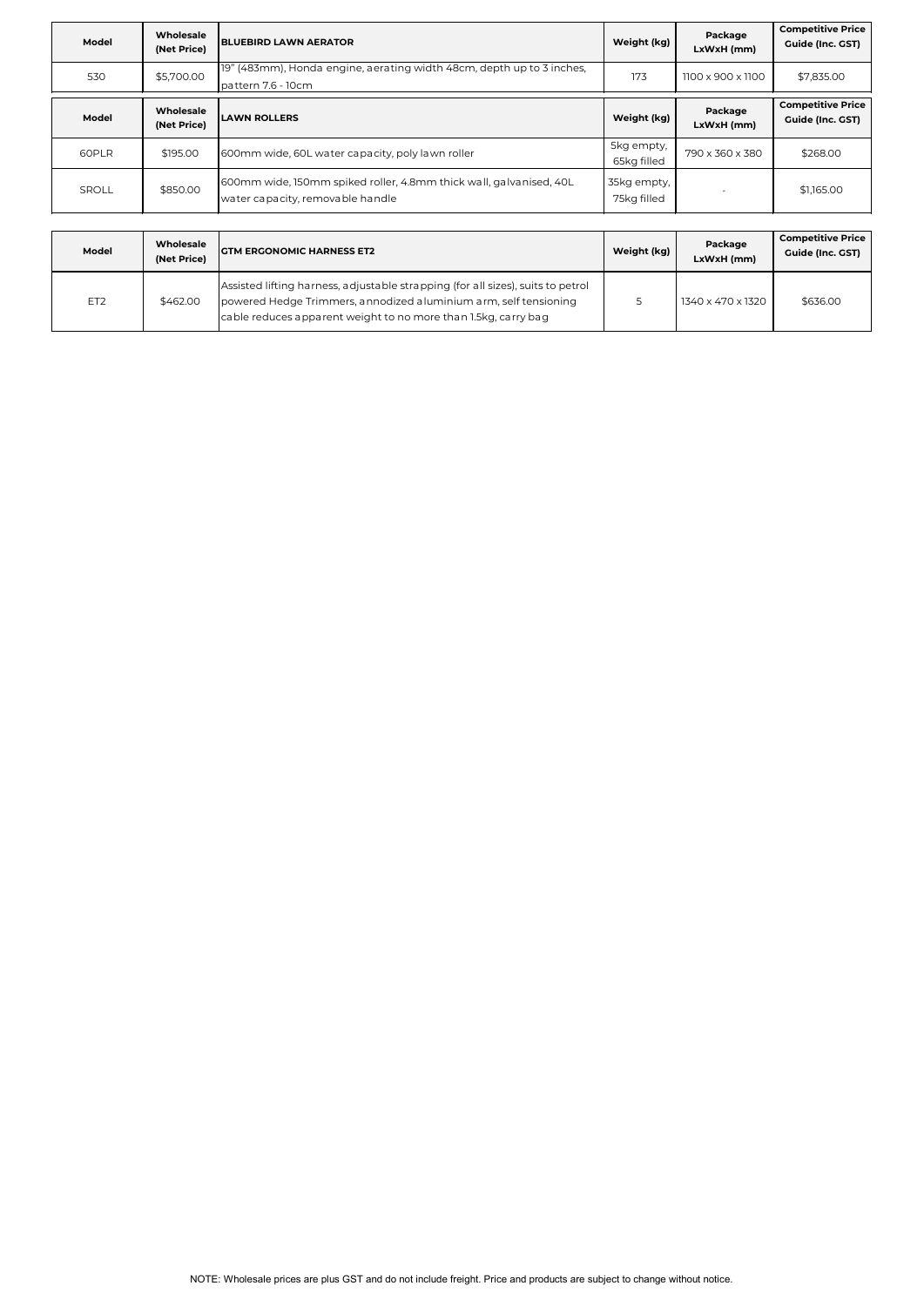| Model | Wholesale (Net Price) | BLUEBIRD LAWN AERATOR | Weight (kg) | Package LxWxH (mm) | Competitive Price Guide (Inc. GST) |
|---|---|---|---|---|---|
| 530 | $5,700.00 | 19" (483mm), Honda engine, aerating width 48cm, depth up to 3 inches, pattern 7.6 - 10cm | 173 | 1100 x 900 x 1100 | $7,835.00 |

| Model | Wholesale (Net Price) | LAWN ROLLERS | Weight (kg) | Package LxWxH (mm) | Competitive Price Guide (Inc. GST) |
|---|---|---|---|---|---|
| 60PLR | $195.00 | 600mm wide, 60L water capacity, poly lawn roller | 5kg empty, 65kg filled | 790 x 360 x 380 | $268.00 |
| SROLL | $850.00 | 600mm wide, 150mm spiked roller, 4.8mm thick wall, galvanised, 40L water capacity, removable handle | 35kg empty, 75kg filled | - | $1,165.00 |

| Model | Wholesale (Net Price) | GTM ERGONOMIC HARNESS ET2 | Weight (kg) | Package LxWxH (mm) | Competitive Price Guide (Inc. GST) |
|---|---|---|---|---|---|
| ET2 | $462.00 | Assisted lifting harness, adjustable strapping (for all sizes), suits to petrol powered Hedge Trimmers, annodized aluminium arm, self tensioning cable reduces apparent weight to no more than 1.5kg, carry bag | 5 | 1340 x 470 x 1320 | $636.00 |

NOTE: Wholesale prices are plus GST and do not include freight. Price and products are subject to change without notice.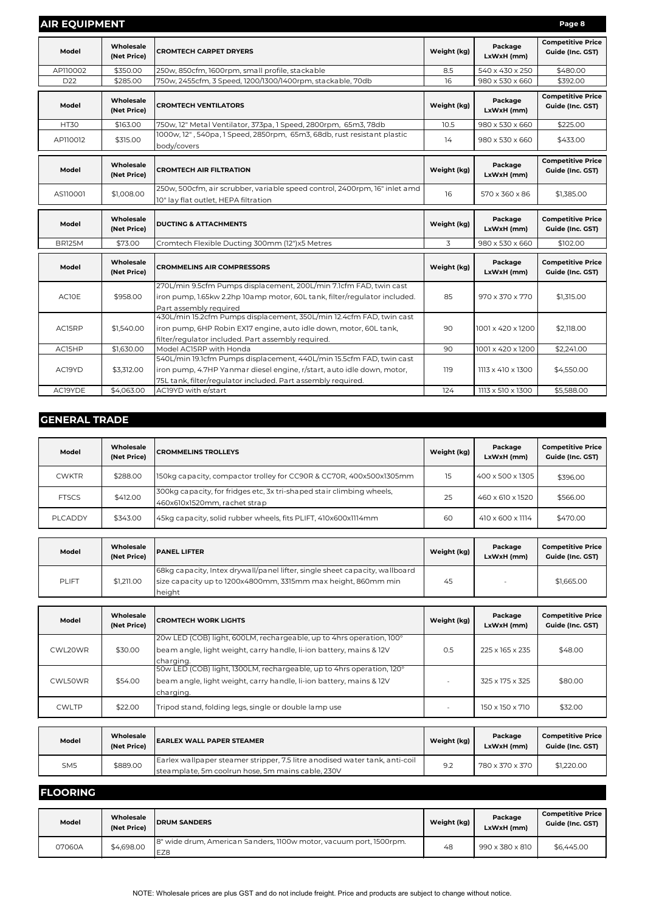## AIR EQUIPMENT

| Model | Wholesale (Net Price) | CROMTECH CARPET DRYERS | Weight (kg) | Package LxWxH (mm) | Competitive Price Guide (Inc. GST) |
|---|---|---|---|---|---|
| AP110002 | $350.00 | 250w, 850cfm, 1600rpm, small profile, stackable | 8.5 | 540 x 430 x 250 | $480.00 |
| D22 | $285.00 | 750w, 2455cfm, 3 Speed, 1200/1300/1400rpm, stackable, 70db | 16 | 980 x 530 x 660 | $392.00 |

| Model | Wholesale (Net Price) | CROMTECH VENTILATORS | Weight (kg) | Package LxWxH (mm) | Competitive Price Guide (Inc. GST) |
|---|---|---|---|---|---|
| HT30 | $163.00 | 750w, 12" Metal Ventilator, 373pa, 1 Speed, 2800rpm, 65m3, 78db | 10.5 | 980 x 530 x 660 | $225.00 |
| AP110012 | $315.00 | 1000w, 12" , 540pa, 1 Speed, 2850rpm, 65m3, 68db, rust resistant plastic body/covers | 14 | 980 x 530 x 660 | $433.00 |

| Model | Wholesale (Net Price) | CROMTECH AIR FILTRATION | Weight (kg) | Package LxWxH (mm) | Competitive Price Guide (Inc. GST) |
|---|---|---|---|---|---|
| AS110001 | $1,008.00 | 250w, 500cfm, air scrubber, variable speed control, 2400rpm, 16" inlet amd 10" lay flat outlet, HEPA filtration | 16 | 570 x 360 x 86 | $1,385.00 |

| Model | Wholesale (Net Price) | DUCTING & ATTACHMENTS | Weight (kg) | Package LxWxH (mm) | Competitive Price Guide (Inc. GST) |
|---|---|---|---|---|---|
| BR125M | $73.00 | Cromtech Flexible Ducting 300mm (12")x5 Metres | 3 | 980 x 530 x 660 | $102.00 |

| Model | Wholesale (Net Price) | CROMMELINS AIR COMPRESSORS | Weight (kg) | Package LxWxH (mm) | Competitive Price Guide (Inc. GST) |
|---|---|---|---|---|---|
| AC10E | $958.00 | 270L/min 9.5cfm Pumps displacement, 200L/min 7.1cfm FAD, twin cast iron pump, 1.65kw 2.2hp 10amp motor, 60L tank, filter/regulator included. Part assembly required | 85 | 970 x 370 x 770 | $1,315.00 |
| AC15RP | $1,540.00 | 430L/min 15.2cfm Pumps displacement, 350L/min 12.4cfm FAD, twin cast iron pump, 6HP Robin EX17 engine, auto idle down, motor, 60L tank, filter/regulator included. Part assembly required. | 90 | 1001 x 420 x 1200 | $2,118.00 |
| AC15HP | $1,630.00 | Model AC15RP with Honda | 90 | 1001 x 420 x 1200 | $2,241.00 |
| AC19YD | $3,312.00 | 540L/min 19.1cfm Pumps displacement, 440L/min 15.5cfm FAD, twin cast iron pump, 4.7HP Yanmar diesel engine, r/start, auto idle down, motor, 75L tank, filter/regulator included. Part assembly required. | 119 | 1113 x 410 x 1300 | $4,550.00 |
| AC19YDE | $4,063.00 | AC19YD with e/start | 124 | 1113 x 510 x 1300 | $5,588.00 |

## GENERAL TRADE

| Model | Wholesale (Net Price) | CROMMELINS TROLLEYS | Weight (kg) | Package LxWxH (mm) | Competitive Price Guide (Inc. GST) |
|---|---|---|---|---|---|
| CWKTR | $288.00 | 150kg capacity, compactor trolley for CC90R & CC70R, 400x500x1305mm | 15 | 400 x 500 x 1305 | $396.00 |
| FTSCS | $412.00 | 300kg capacity, for fridges etc, 3x tri-shaped stair climbing wheels, 460x610x1520mm, rachet strap | 25 | 460 x 610 x 1520 | $566.00 |
| PLCADDY | $343.00 | 45kg capacity, solid rubber wheels, fits PLIFT, 410x600x1114mm | 60 | 410 x 600 x 1114 | $470.00 |

| Model | Wholesale (Net Price) | PANEL LIFTER | Weight (kg) | Package LxWxH (mm) | Competitive Price Guide (Inc. GST) |
|---|---|---|---|---|---|
| PLIFT | $1,211.00 | 68kg capacity, Intex drywall/panel lifter, single sheet capacity, wallboard size capacity up to 1200x4800mm, 3315mm max height, 860mm min height | 45 | - | $1,665.00 |

| Model | Wholesale (Net Price) | CROMTECH WORK LIGHTS | Weight (kg) | Package LxWxH (mm) | Competitive Price Guide (Inc. GST) |
|---|---|---|---|---|---|
| CWL20WR | $30.00 | 20w LED (COB) light, 600LM, rechargeable, up to 4hrs operation, 100° beam angle, light weight, carry handle, li-ion battery, mains & 12V charging. | 0.5 | 225 x 165 x 235 | $48.00 |
| CWL50WR | $54.00 | 50w LED (COB) light, 1300LM, rechargeable, up to 4hrs operation, 120° beam angle, light weight, carry handle, li-ion battery, mains & 12V charging. | - | 325 x 175 x 325 | $80.00 |
| CWLTP | $22.00 | Tripod stand, folding legs, single or double lamp use | - | 150 x 150 x 710 | $32.00 |

| Model | Wholesale (Net Price) | EARLEX WALL PAPER STEAMER | Weight (kg) | Package LxWxH (mm) | Competitive Price Guide (Inc. GST) |
|---|---|---|---|---|---|
| SM5 | $889.00 | Earlex wallpaper steamer stripper, 7.5 litre anodised water tank, anti-coil steamplate, 5m coolrun hose, 5m mains cable, 230V | 9.2 | 780 x 370 x 370 | $1,220.00 |

## FLOORING

| Model | Wholesale (Net Price) | DRUM SANDERS | Weight (kg) | Package LxWxH (mm) | Competitive Price Guide (Inc. GST) |
|---|---|---|---|---|---|
| 07060A | $4,698.00 | 8" wide drum, American Sanders, 1100w motor, vacuum port, 1500rpm. EZ8 | 48 | 990 x 380 x 810 | $6,445.00 |

NOTE: Wholesale prices are plus GST and do not include freight. Price and products are subject to change without notice.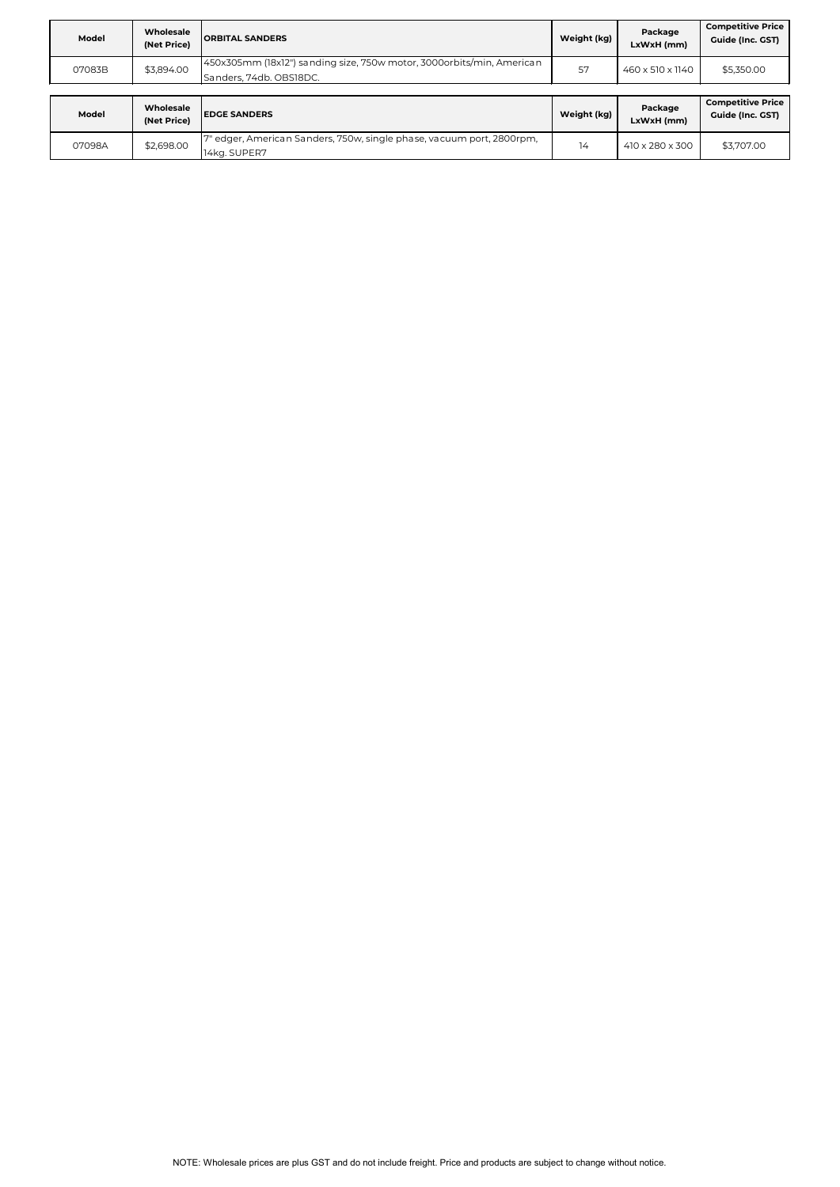| Model | Wholesale (Net Price) | ORBITAL SANDERS | Weight (kg) | Package LxWxH (mm) | Competitive Price Guide (Inc. GST) |
|---|---|---|---|---|---|
| 07083B | $3,894.00 | 450x305mm (18x12") sanding size, 750w motor, 3000orbits/min, American Sanders, 74db. OBS18DC. | 57 | 460 x 510 x 1140 | $5,350.00 |

| Model | Wholesale (Net Price) | EDGE SANDERS | Weight (kg) | Package LxWxH (mm) | Competitive Price Guide (Inc. GST) |
|---|---|---|---|---|---|
| 07098A | $2,698.00 | 7" edger, American Sanders, 750w, single phase, vacuum port, 2800rpm, 14kg. SUPER7 | 14 | 410 x 280 x 300 | $3,707.00 |

NOTE: Wholesale prices are plus GST and do not include freight. Price and products are subject to change without notice.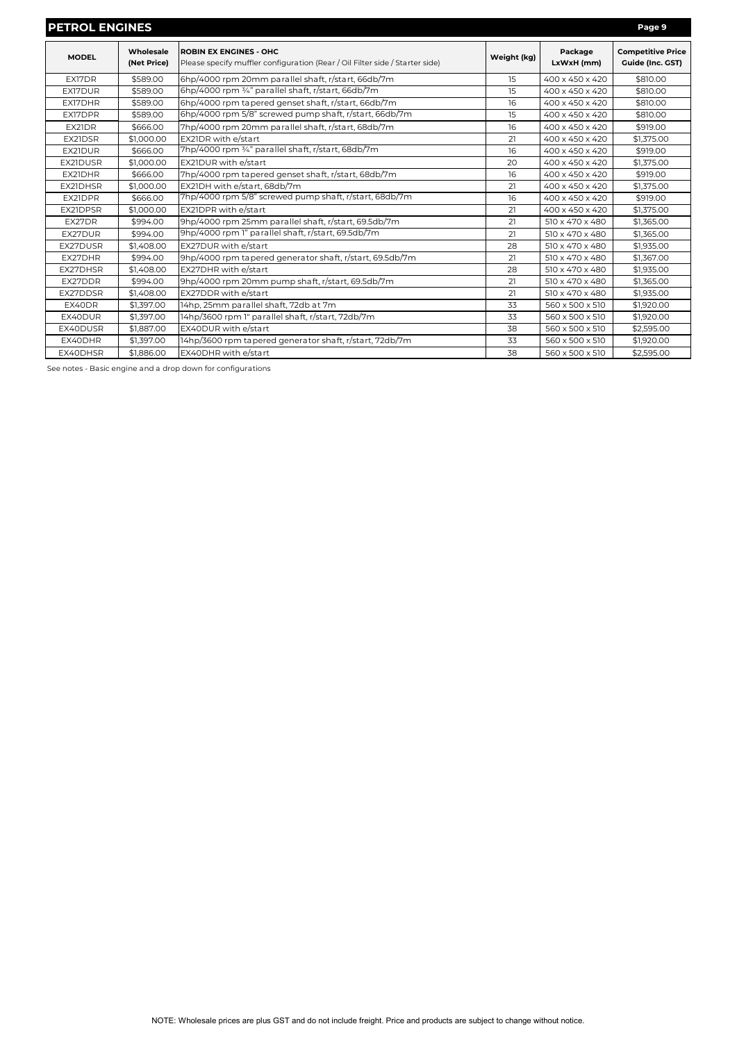## PETROL ENGINES

| MODEL | Wholesale (Net Price) | ROBIN EX ENGINES - OHC<br>Please specify muffler configuration (Rear / Oil Filter side / Starter side) | Weight (kg) | Package LxWxH (mm) | Competitive Price Guide (Inc. GST) |
|---|---|---|---|---|---|
| EX17DR | $589.00 | 6hp/4000 rpm 20mm parallel shaft, r/start, 66db/7m | 15 | 400 x 450 x 420 | $810.00 |
| EX17DUR | $589.00 | 6hp/4000 rpm ¾" parallel shaft, r/start, 66db/7m | 15 | 400 x 450 x 420 | $810.00 |
| EX17DHR | $589.00 | 6hp/4000 rpm tapered genset shaft, r/start, 66db/7m | 16 | 400 x 450 x 420 | $810.00 |
| EX17DPR | $589.00 | 6hp/4000 rpm 5/8" screwed pump shaft, r/start, 66db/7m | 15 | 400 x 450 x 420 | $810.00 |
| EX21DR | $666.00 | 7hp/4000 rpm 20mm parallel shaft, r/start, 68db/7m | 16 | 400 x 450 x 420 | $919.00 |
| EX21DSR | $1,000.00 | EX21DR with e/start | 21 | 400 x 450 x 420 | $1,375.00 |
| EX21DUR | $666.00 | 7hp/4000 rpm ¾" parallel shaft, r/start, 68db/7m | 16 | 400 x 450 x 420 | $919.00 |
| EX21DUSR | $1,000.00 | EX21DUR with e/start | 20 | 400 x 450 x 420 | $1,375.00 |
| EX21DHR | $666.00 | 7hp/4000 rpm tapered genset shaft, r/start, 68db/7m | 16 | 400 x 450 x 420 | $919.00 |
| EX21DHSR | $1,000.00 | EX21DH with e/start, 68db/7m | 21 | 400 x 450 x 420 | $1,375.00 |
| EX21DPR | $666.00 | 7hp/4000 rpm 5/8" screwed pump shaft, r/start, 68db/7m | 16 | 400 x 450 x 420 | $919.00 |
| EX21DPSR | $1,000.00 | EX21DPR with e/start | 21 | 400 x 450 x 420 | $1,375.00 |
| EX27DR | $994.00 | 9hp/4000 rpm 25mm parallel shaft, r/start, 69.5db/7m | 21 | 510 x 470 x 480 | $1,365.00 |
| EX27DUR | $994.00 | 9hp/4000 rpm 1" parallel shaft, r/start, 69.5db/7m | 21 | 510 x 470 x 480 | $1,365.00 |
| EX27DUSR | $1,408.00 | EX27DUR with e/start | 28 | 510 x 470 x 480 | $1,935.00 |
| EX27DHR | $994.00 | 9hp/4000 rpm tapered generator shaft, r/start, 69.5db/7m | 21 | 510 x 470 x 480 | $1,367.00 |
| EX27DHSR | $1,408.00 | EX27DHR with e/start | 28 | 510 x 470 x 480 | $1,935.00 |
| EX27DDR | $994.00 | 9hp/4000 rpm 20mm pump shaft, r/start, 69.5db/7m | 21 | 510 x 470 x 480 | $1,365.00 |
| EX27DDSR | $1,408.00 | EX27DDR with e/start | 21 | 510 x 470 x 480 | $1,935.00 |
| EX40DR | $1,397.00 | 14hp, 25mm parallel shaft, 72db at 7m | 33 | 560 x 500 x 510 | $1,920.00 |
| EX40DUR | $1,397.00 | 14hp/3600 rpm 1" parallel shaft, r/start, 72db/7m | 33 | 560 x 500 x 510 | $1,920.00 |
| EX40DUSR | $1,887.00 | EX40DUR with e/start | 38 | 560 x 500 x 510 | $2,595.00 |
| EX40DHR | $1,397.00 | 14hp/3600 rpm tapered generator shaft, r/start, 72db/7m | 33 | 560 x 500 x 510 | $1,920.00 |
| EX40DHSR | $1,886.00 | EX40DHR with e/start | 38 | 560 x 500 x 510 | $2,595.00 |

See notes - Basic engine and a drop down for configurations

NOTE: Wholesale prices are plus GST and do not include freight. Price and products are subject to change without notice.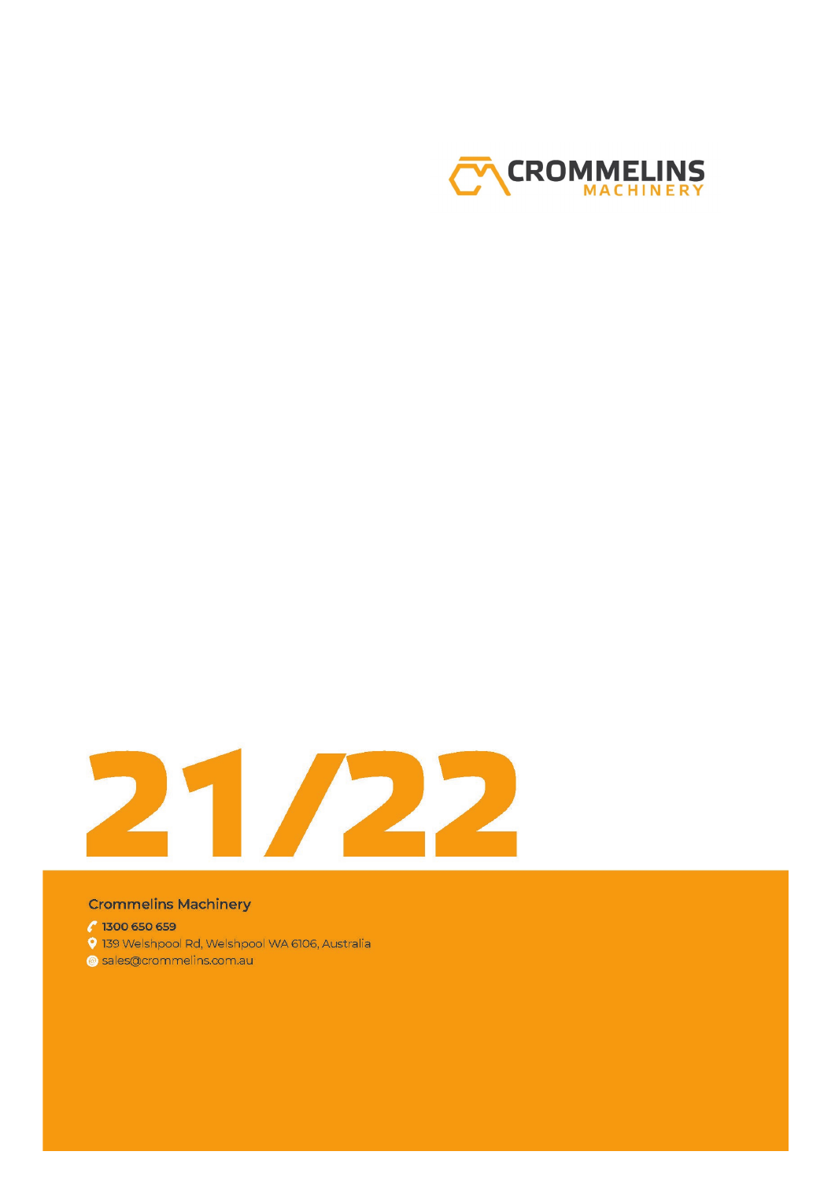CROMMELINS
MACHINERY

# 21/22

**Crommelins Machinery**

1300 650 659

139 Welshpool Rd, Welshpool WA 6106, Australia

sales@crommelins.com.au